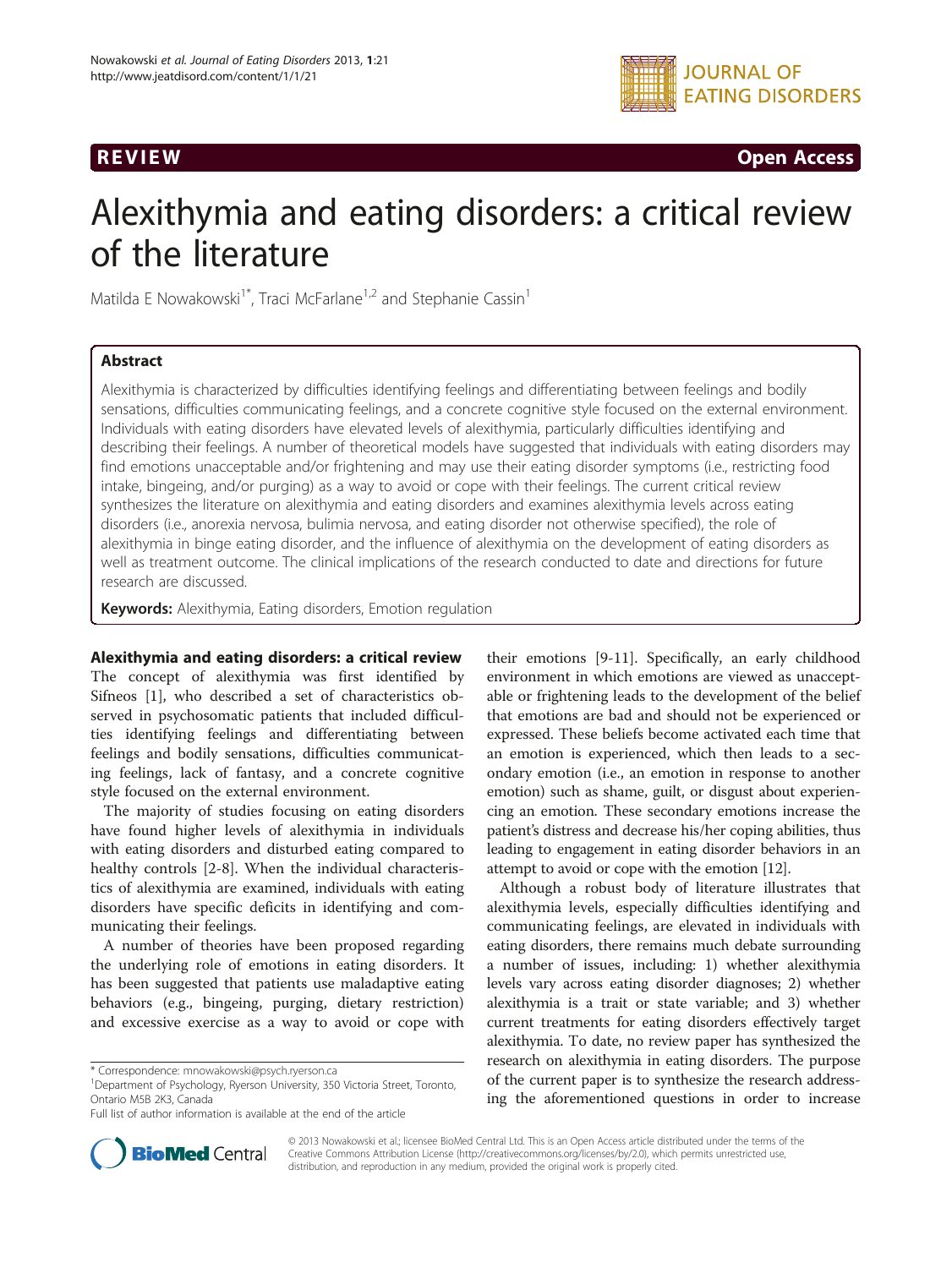REVIEW

Open Access

# Alexithymia and eating disorders: a critical review of the literature

Matilda E Nowakowski[1*], Traci McFarlane[1,2] and Stephanie Cassin[1]

## Abstract

Alexithymia is characterized by difficulties identifying feelings and differentiating between feelings and bodily sensations, difficulties communicating feelings, and a concrete cognitive style focused on the external environment. Individuals with eating disorders have elevated levels of alexithymia, particularly difficulties identifying and describing their feelings. A number of theoretical models have suggested that individuals with eating disorders may find emotions unacceptable and/or frightening and may use their eating disorder symptoms (i.e., restricting food intake, bingeing, and/or purging) as a way to avoid or cope with their feelings. The current critical review synthesizes the literature on alexithymia and eating disorders and examines alexithymia levels across eating disorders (i.e., anorexia nervosa, bulimia nervosa, and eating disorder not otherwise specified), the role of alexithymia in binge eating disorder, and the influence of alexithymia on the development of eating disorders as well as treatment outcome. The clinical implications of the research conducted to date and directions for future research are discussed.

**Keywords:** Alexithymia, Eating disorders, Emotion regulation

## Alexithymia and eating disorders: a critical review

The concept of alexithymia was first identified by Sifneos [1], who described a set of characteristics observed in psychosomatic patients that included difficulties identifying feelings and differentiating between feelings and bodily sensations, difficulties communicating feelings, lack of fantasy, and a concrete cognitive style focused on the external environment.

The majority of studies focusing on eating disorders have found higher levels of alexithymia in individuals with eating disorders and disturbed eating compared to healthy controls [2-8]. When the individual characteristics of alexithymia are examined, individuals with eating disorders have specific deficits in identifying and communicating their feelings.

A number of theories have been proposed regarding the underlying role of emotions in eating disorders. It has been suggested that patients use maladaptive eating behaviors (e.g., bingeing, purging, dietary restriction) and excessive exercise as a way to avoid or cope with their emotions [9-11]. Specifically, an early childhood environment in which emotions are viewed as unacceptable or frightening leads to the development of the belief that emotions are bad and should not be experienced or expressed. These beliefs become activated each time that an emotion is experienced, which then leads to a secondary emotion (i.e., an emotion in response to another emotion) such as shame, guilt, or disgust about experiencing an emotion. These secondary emotions increase the patient's distress and decrease his/her coping abilities, thus leading to engagement in eating disorder behaviors in an attempt to avoid or cope with the emotion [12].

Although a robust body of literature illustrates that alexithymia levels, especially difficulties identifying and communicating feelings, are elevated in individuals with eating disorders, there remains much debate surrounding a number of issues, including: 1) whether alexithymia levels vary across eating disorder diagnoses; 2) whether alexithymia is a trait or state variable; and 3) whether current treatments for eating disorders effectively target alexithymia. To date, no review paper has synthesized the research on alexithymia in eating disorders. The purpose of the current paper is to synthesize the research addressing the aforementioned questions in order to increase

\* Correspondence: mnowakowski@psych.ryerson.ca
[1]Department of Psychology, Ryerson University, 350 Victoria Street, Toronto, Ontario M5B 2K3, Canada
Full list of author information is available at the end of the article

© 2013 Nowakowski et al.; licensee BioMed Central Ltd. This is an Open Access article distributed under the terms of the Creative Commons Attribution License (http://creativecommons.org/licenses/by/2.0), which permits unrestricted use, distribution, and reproduction in any medium, provided the original work is properly cited.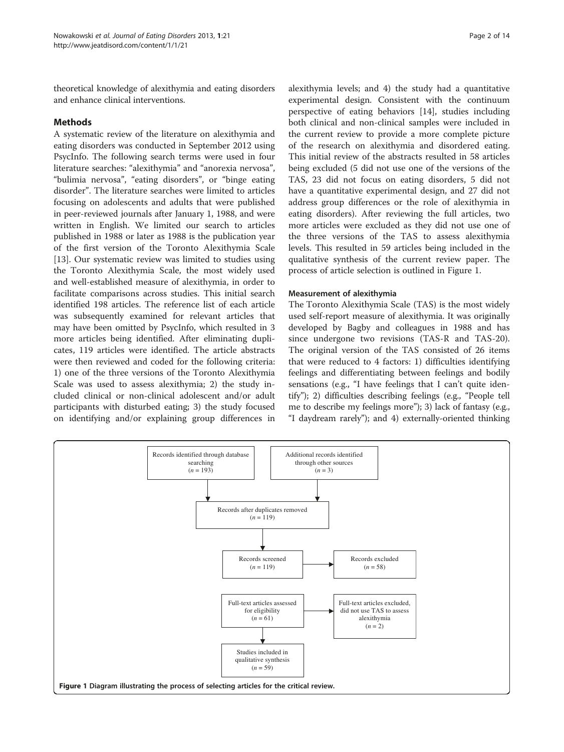theoretical knowledge of alexithymia and eating disorders and enhance clinical interventions.

## Methods

A systematic review of the literature on alexithymia and eating disorders was conducted in September 2012 using PsycInfo. The following search terms were used in four literature searches: "alexithymia" and "anorexia nervosa", "bulimia nervosa", "eating disorders", or "binge eating disorder". The literature searches were limited to articles focusing on adolescents and adults that were published in peer-reviewed journals after January 1, 1988, and were written in English. We limited our search to articles published in 1988 or later as 1988 is the publication year of the first version of the Toronto Alexithymia Scale [13]. Our systematic review was limited to studies using the Toronto Alexithymia Scale, the most widely used and well-established measure of alexithymia, in order to facilitate comparisons across studies. This initial search identified 198 articles. The reference list of each article was subsequently examined for relevant articles that may have been omitted by PsycInfo, which resulted in 3 more articles being identified. After eliminating duplicates, 119 articles were identified. The article abstracts were then reviewed and coded for the following criteria: 1) one of the three versions of the Toronto Alexithymia Scale was used to assess alexithymia; 2) the study included clinical or non-clinical adolescent and/or adult participants with disturbed eating; 3) the study focused on identifying and/or explaining group differences in alexithymia levels; and 4) the study had a quantitative experimental design. Consistent with the continuum perspective of eating behaviors [14], studies including both clinical and non-clinical samples were included in the current review to provide a more complete picture of the research on alexithymia and disordered eating. This initial review of the abstracts resulted in 58 articles being excluded (5 did not use one of the versions of the TAS, 23 did not focus on eating disorders, 5 did not have a quantitative experimental design, and 27 did not address group differences or the role of alexithymia in eating disorders). After reviewing the full articles, two more articles were excluded as they did not use one of the three versions of the TAS to assess alexithymia levels. This resulted in 59 articles being included in the qualitative synthesis of the current review paper. The process of article selection is outlined in Figure 1.

### Measurement of alexithymia

The Toronto Alexithymia Scale (TAS) is the most widely used self-report measure of alexithymia. It was originally developed by Bagby and colleagues in 1988 and has since undergone two revisions (TAS-R and TAS-20). The original version of the TAS consisted of 26 items that were reduced to 4 factors: 1) difficulties identifying feelings and differentiating between feelings and bodily sensations (e.g., "I have feelings that I can't quite identify"); 2) difficulties describing feelings (e.g., "People tell me to describe my feelings more"); 3) lack of fantasy (e.g., "I daydream rarely"); and 4) externally-oriented thinking

Records identified through database searching (*n* = 193)

Additional records identified through other sources (*n* = 3)

Records after duplicates removed (*n* = 119)

Records screened (*n* = 119)

Records excluded (*n* = 58)

Full-text articles assessed for eligibility (*n* = 61)

Full-text articles excluded, did not use TAS to assess alexithymia (*n* = 2)

Studies included in qualitative synthesis (*n* = 59)

**Figure 1 Diagram illustrating the process of selecting articles for the critical review.**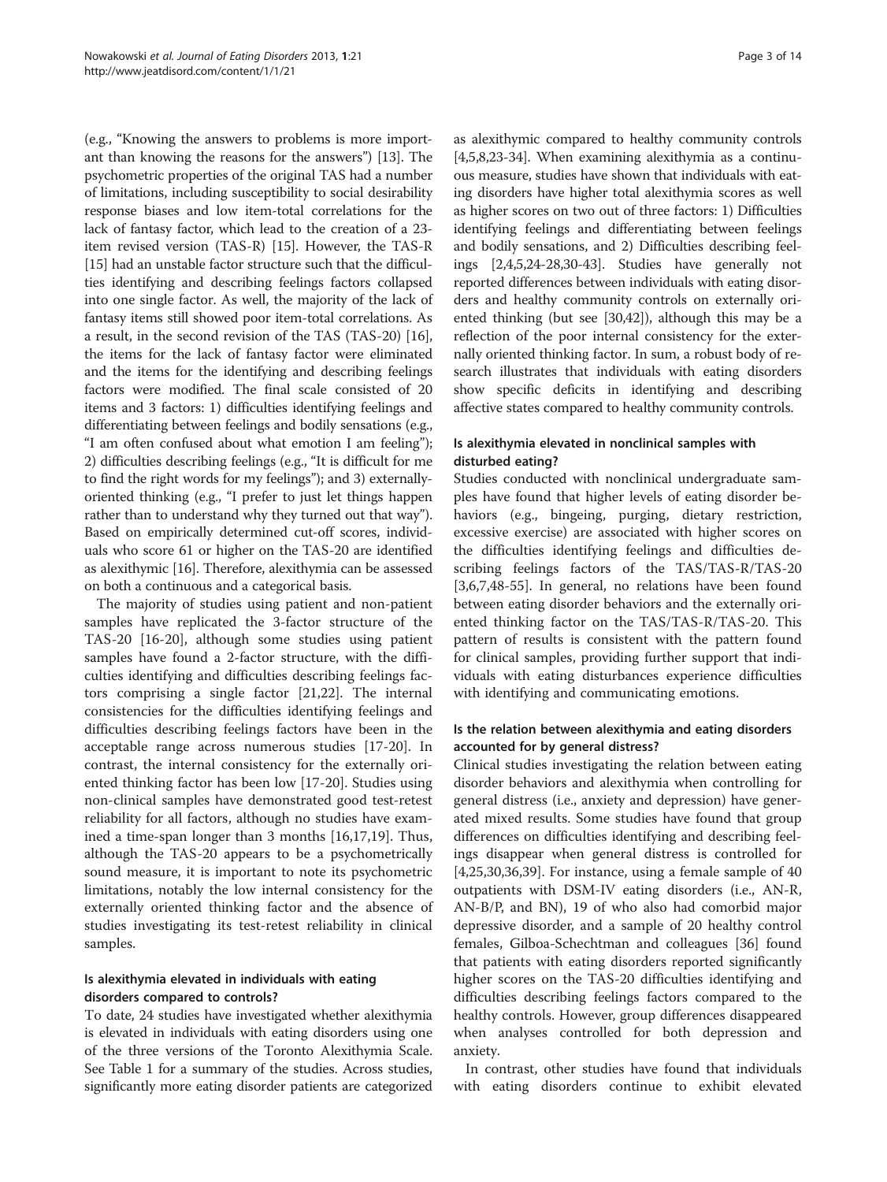(e.g., "Knowing the answers to problems is more important than knowing the reasons for the answers") [13]. The psychometric properties of the original TAS had a number of limitations, including susceptibility to social desirability response biases and low item-total correlations for the lack of fantasy factor, which lead to the creation of a 23-item revised version (TAS-R) [15]. However, the TAS-R [15] had an unstable factor structure such that the difficulties identifying and describing feelings factors collapsed into one single factor. As well, the majority of the lack of fantasy items still showed poor item-total correlations. As a result, in the second revision of the TAS (TAS-20) [16], the items for the lack of fantasy factor were eliminated and the items for the identifying and describing feelings factors were modified. The final scale consisted of 20 items and 3 factors: 1) difficulties identifying feelings and differentiating between feelings and bodily sensations (e.g., "I am often confused about what emotion I am feeling"); 2) difficulties describing feelings (e.g., "It is difficult for me to find the right words for my feelings"); and 3) externally-oriented thinking (e.g., "I prefer to just let things happen rather than to understand why they turned out that way"). Based on empirically determined cut-off scores, individuals who score 61 or higher on the TAS-20 are identified as alexithymic [16]. Therefore, alexithymia can be assessed on both a continuous and a categorical basis.

The majority of studies using patient and non-patient samples have replicated the 3-factor structure of the TAS-20 [16-20], although some studies using patient samples have found a 2-factor structure, with the difficulties identifying and difficulties describing feelings factors comprising a single factor [21,22]. The internal consistencies for the difficulties identifying feelings and difficulties describing feelings factors have been in the acceptable range across numerous studies [17-20]. In contrast, the internal consistency for the externally oriented thinking factor has been low [17-20]. Studies using non-clinical samples have demonstrated good test-retest reliability for all factors, although no studies have examined a time-span longer than 3 months [16,17,19]. Thus, although the TAS-20 appears to be a psychometrically sound measure, it is important to note its psychometric limitations, notably the low internal consistency for the externally oriented thinking factor and the absence of studies investigating its test-retest reliability in clinical samples.

### Is alexithymia elevated in individuals with eating disorders compared to controls?

To date, 24 studies have investigated whether alexithymia is elevated in individuals with eating disorders using one of the three versions of the Toronto Alexithymia Scale. See Table 1 for a summary of the studies. Across studies, significantly more eating disorder patients are categorized as alexithymic compared to healthy community controls [4,5,8,23-34]. When examining alexithymia as a continuous measure, studies have shown that individuals with eating disorders have higher total alexithymia scores as well as higher scores on two out of three factors: 1) Difficulties identifying feelings and differentiating between feelings and bodily sensations, and 2) Difficulties describing feelings [2,4,5,24-28,30-43]. Studies have generally not reported differences between individuals with eating disorders and healthy community controls on externally oriented thinking (but see [30,42]), although this may be a reflection of the poor internal consistency for the externally oriented thinking factor. In sum, a robust body of research illustrates that individuals with eating disorders show specific deficits in identifying and describing affective states compared to healthy community controls.

### Is alexithymia elevated in nonclinical samples with disturbed eating?

Studies conducted with nonclinical undergraduate samples have found that higher levels of eating disorder behaviors (e.g., bingeing, purging, dietary restriction, excessive exercise) are associated with higher scores on the difficulties identifying feelings and difficulties describing feelings factors of the TAS/TAS-R/TAS-20 [3,6,7,48-55]. In general, no relations have been found between eating disorder behaviors and the externally oriented thinking factor on the TAS/TAS-R/TAS-20. This pattern of results is consistent with the pattern found for clinical samples, providing further support that individuals with eating disturbances experience difficulties with identifying and communicating emotions.

### Is the relation between alexithymia and eating disorders accounted for by general distress?

Clinical studies investigating the relation between eating disorder behaviors and alexithymia when controlling for general distress (i.e., anxiety and depression) have generated mixed results. Some studies have found that group differences on difficulties identifying and describing feelings disappear when general distress is controlled for [4,25,30,36,39]. For instance, using a female sample of 40 outpatients with DSM-IV eating disorders (i.e., AN-R, AN-B/P, and BN), 19 of who also had comorbid major depressive disorder, and a sample of 20 healthy control females, Gilboa-Schechtman and colleagues [36] found that patients with eating disorders reported significantly higher scores on the TAS-20 difficulties identifying and difficulties describing feelings factors compared to the healthy controls. However, group differences disappeared when analyses controlled for both depression and anxiety.

In contrast, other studies have found that individuals with eating disorders continue to exhibit elevated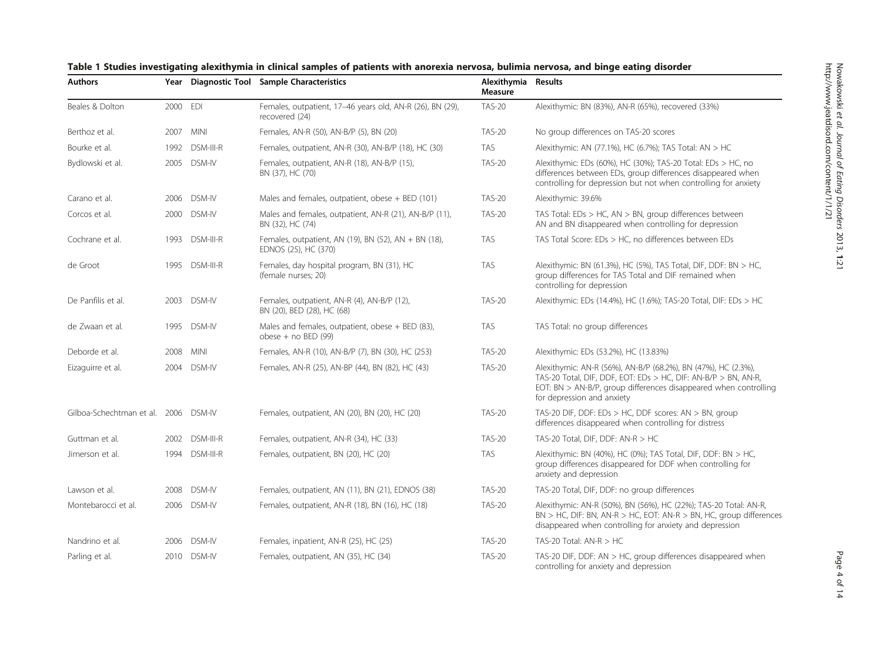**Table 1 Studies investigating alexithymia in clinical samples of patients with anorexia nervosa, bulimia nervosa, and binge eating disorder**

| Authors | Year | Diagnostic Tool | Sample Characteristics | Alexithymia Measure | Results |
|---|---|---|---|---|---|
| Beales & Dolton | 2000 | EDI | Females, outpatient, 17–46 years old, AN-R (26), BN (29), recovered (24) | TAS-20 | Alexithymic: BN (83%), AN-R (65%), recovered (33%) |
| Berthoz et al. | 2007 | MINI | Females, AN-R (50), AN-B/P (5), BN (20) | TAS-20 | No group differences on TAS-20 scores |
| Bourke et al. | 1992 | DSM-III-R | Females, outpatient, AN-R (30), AN-B/P (18), HC (30) | TAS | Alexithymic: AN (77.1%), HC (6.7%); TAS Total: AN > HC |
| Bydlowski et al. | 2005 | DSM-IV | Females, outpatient, AN-R (18), AN-B/P (15), BN (37), HC (70) | TAS-20 | Alexithymic: EDs (60%), HC (30%); TAS-20 Total: EDs > HC, no differences between EDs, group differences disappeared when controlling for depression but not when controlling for anxiety |
| Carano et al. | 2006 | DSM-IV | Males and females, outpatient, obese + BED (101) | TAS-20 | Alexithymic: 39.6% |
| Corcos et al. | 2000 | DSM-IV | Males and females, outpatient, AN-R (21), AN-B/P (11), BN (32), HC (74) | TAS-20 | TAS Total: EDs > HC, AN > BN, group differences between AN and BN disappeared when controlling for depression |
| Cochrane et al. | 1993 | DSM-III-R | Females, outpatient, AN (19), BN (52), AN + BN (18), EDNOS (25), HC (370) | TAS | TAS Total Score: EDs > HC, no differences between EDs |
| de Groot | 1995 | DSM-III-R | Females, day hospital program, BN (31), HC (female nurses; 20) | TAS | Alexithymic: BN (61.3%), HC (5%), TAS Total, DIF, DDF: BN > HC, group differences for TAS Total and DIF remained when controlling for depression |
| De Panfilis et al. | 2003 | DSM-IV | Females, outpatient, AN-R (4), AN-B/P (12), BN (20), BED (28), HC (68) | TAS-20 | Alexithymic: EDs (14.4%), HC (1.6%); TAS-20 Total, DIF: EDs > HC |
| de Zwaan et al. | 1995 | DSM-IV | Males and females, outpatient, obese + BED (83), obese + no BED (99) | TAS | TAS Total: no group differences |
| Deborde et al. | 2008 | MINI | Females, AN-R (10), AN-B/P (7), BN (30), HC (253) | TAS-20 | Alexithymic: EDs (53.2%), HC (13.83%) |
| Eizaguirre et al. | 2004 | DSM-IV | Females, AN-R (25), AN-BP (44), BN (82), HC (43) | TAS-20 | Alexithymic: AN-R (56%), AN-B/P (68.2%), BN (47%), HC (2.3%), TAS-20 Total, DIF, DDF, EOT: EDs > HC, DIF: AN-B/P > BN, AN-R, EOT: BN > AN-B/P, group differences disappeared when controlling for depression and anxiety |
| Gilboa-Schechtman et al. | 2006 | DSM-IV | Females, outpatient, AN (20), BN (20), HC (20) | TAS-20 | TAS-20 DIF, DDF: EDs > HC, DDF scores: AN > BN, group differences disappeared when controlling for distress |
| Guttman et al. | 2002 | DSM-III-R | Females, outpatient, AN-R (34), HC (33) | TAS-20 | TAS-20 Total, DIF, DDF: AN-R > HC |
| Jimerson et al. | 1994 | DSM-III-R | Females, outpatient, BN (20), HC (20) | TAS | Alexithymic: BN (40%), HC (0%); TAS Total, DIF, DDF: BN > HC, group differences disappeared for DDF when controlling for anxiety and depression |
| Lawson et al. | 2008 | DSM-IV | Females, outpatient, AN (11), BN (21), EDNOS (38) | TAS-20 | TAS-20 Total, DIF, DDF: no group differences |
| Montebarocci et al. | 2006 | DSM-IV | Females, outpatient, AN-R (18), BN (16), HC (18) | TAS-20 | Alexithymic: AN-R (50%), BN (56%), HC (22%); TAS-20 Total: AN-R, BN > HC, DIF: BN, AN-R > HC, EOT: AN-R > BN, HC, group differences disappeared when controlling for anxiety and depression |
| Nandrino et al. | 2006 | DSM-IV | Females, inpatient, AN-R (25), HC (25) | TAS-20 | TAS-20 Total: AN-R > HC |
| Parling et al. | 2010 | DSM-IV | Females, outpatient, AN (35), HC (34) | TAS-20 | TAS-20 DIF, DDF: AN > HC, group differences disappeared when controlling for anxiety and depression |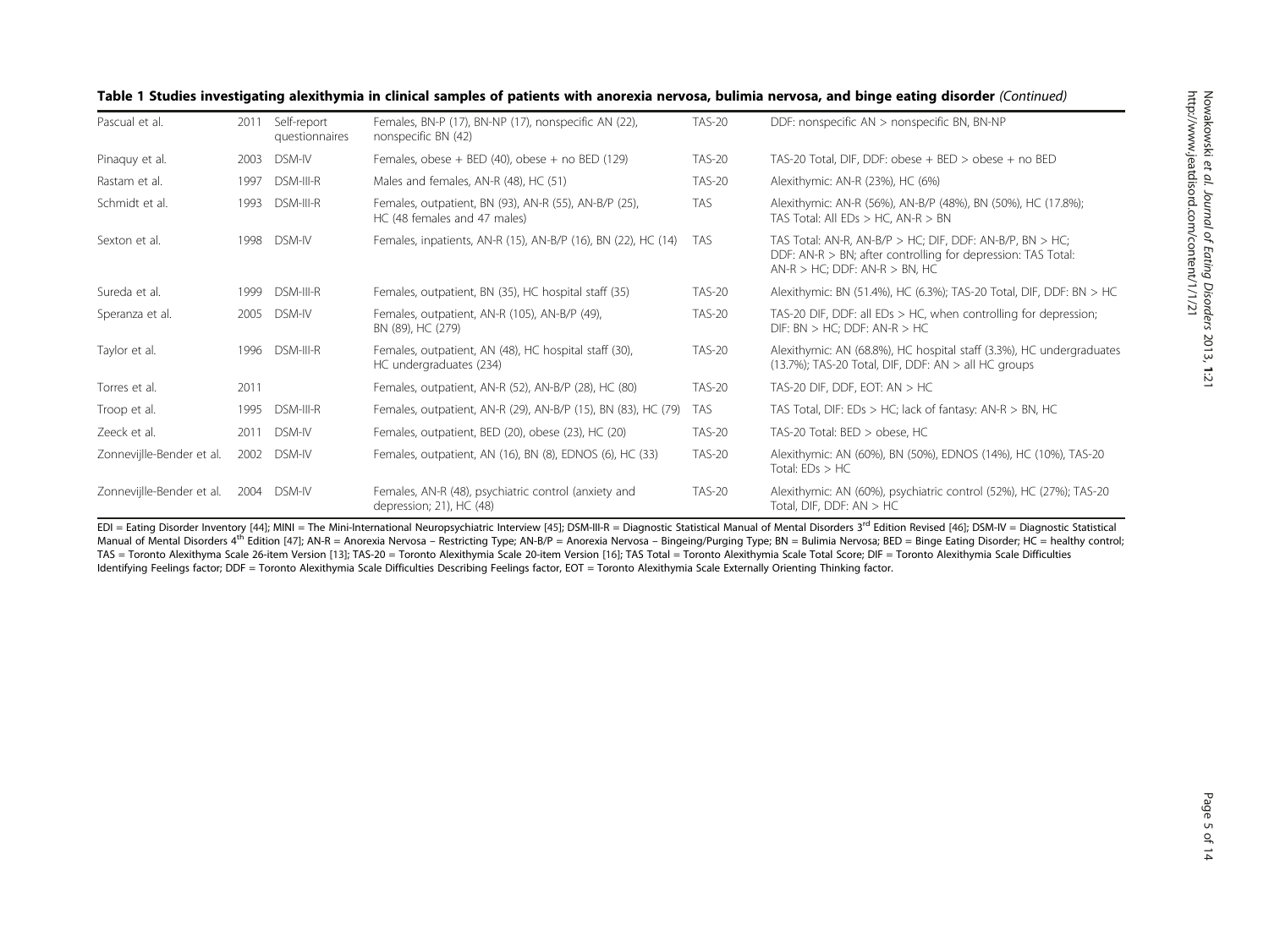**Table 1 Studies investigating alexithymia in clinical samples of patients with anorexia nervosa, bulimia nervosa, and binge eating disorder** *(Continued)*

| | | | | | |
|---|---|---|---|---|---|
| Pascual et al. | 2011 | Self-report questionnaires | Females, BN-P (17), BN-NP (17), nonspecific AN (22), nonspecific BN (42) | TAS-20 | DDF: nonspecific AN > nonspecific BN, BN-NP |
| Pinaquy et al. | 2003 | DSM-IV | Females, obese + BED (40), obese + no BED (129) | TAS-20 | TAS-20 Total, DIF, DDF: obese + BED > obese + no BED |
| Rastam et al. | 1997 | DSM-III-R | Males and females, AN-R (48), HC (51) | TAS-20 | Alexithymic: AN-R (23%), HC (6%) |
| Schmidt et al. | 1993 | DSM-III-R | Females, outpatient, BN (93), AN-R (55), AN-B/P (25), HC (48 females and 47 males) | TAS | Alexithymic: AN-R (56%), AN-B/P (48%), BN (50%), HC (17.8%); TAS Total: All EDs > HC, AN-R > BN |
| Sexton et al. | 1998 | DSM-IV | Females, inpatients, AN-R (15), AN-B/P (16), BN (22), HC (14) | TAS | TAS Total: AN-R, AN-B/P > HC; DIF, DDF: AN-B/P, BN > HC; DDF: AN-R > BN; after controlling for depression: TAS Total: AN-R > HC; DDF: AN-R > BN, HC |
| Sureda et al. | 1999 | DSM-III-R | Females, outpatient, BN (35), HC hospital staff (35) | TAS-20 | Alexithymic: BN (51.4%), HC (6.3%); TAS-20 Total, DIF, DDF: BN > HC |
| Speranza et al. | 2005 | DSM-IV | Females, outpatient, AN-R (105), AN-B/P (49), BN (89), HC (279) | TAS-20 | TAS-20 DIF, DDF: all EDs > HC, when controlling for depression; DIF: BN > HC; DDF: AN-R > HC |
| Taylor et al. | 1996 | DSM-III-R | Females, outpatient, AN (48), HC hospital staff (30), HC undergraduates (234) | TAS-20 | Alexithymic: AN (68.8%), HC hospital staff (3.3%), HC undergraduates (13.7%); TAS-20 Total, DIF, DDF: AN > all HC groups |
| Torres et al. | 2011 | | Females, outpatient, AN-R (52), AN-B/P (28), HC (80) | TAS-20 | TAS-20 DIF, DDF, EOT: AN > HC |
| Troop et al. | 1995 | DSM-III-R | Females, outpatient, AN-R (29), AN-B/P (15), BN (83), HC (79) | TAS | TAS Total, DIF: EDs > HC; lack of fantasy: AN-R > BN, HC |
| Zeeck et al. | 2011 | DSM-IV | Females, outpatient, BED (20), obese (23), HC (20) | TAS-20 | TAS-20 Total: BED > obese, HC |
| Zonnevijlle-Bender et al. | 2002 | DSM-IV | Females, outpatient, AN (16), BN (8), EDNOS (6), HC (33) | TAS-20 | Alexithymic: AN (60%), BN (50%), EDNOS (14%), HC (10%), TAS-20 Total: EDs > HC |
| Zonnevijlle-Bender et al. | 2004 | DSM-IV | Females, AN-R (48), psychiatric control (anxiety and depression; 21), HC (48) | TAS-20 | Alexithymic: AN (60%), psychiatric control (52%), HC (27%); TAS-20 Total, DIF, DDF: AN > HC |

EDI = Eating Disorder Inventory [44]; MINI = The Mini-International Neuropsychiatric Interview [45]; DSM-III-R = Diagnostic Statistical Manual of Mental Disorders 3rd Edition Revised [46]; DSM-IV = Diagnostic Statistical Manual of Mental Disorders 4th Edition [47]; AN-R = Anorexia Nervosa – Restricting Type; AN-B/P = Anorexia Nervosa – Bingeing/Purging Type; BN = Bulimia Nervosa; BED = Binge Eating Disorder; HC = healthy control; TAS = Toronto Alexithyma Scale 26-item Version [13]; TAS-20 = Toronto Alexithymia Scale 20-item Version [16]; TAS Total = Toronto Alexithymia Scale Total Score; DIF = Toronto Alexithymia Scale Difficulties Identifying Feelings factor; DDF = Toronto Alexithymia Scale Difficulties Describing Feelings factor, EOT = Toronto Alexithymia Scale Externally Orienting Thinking factor.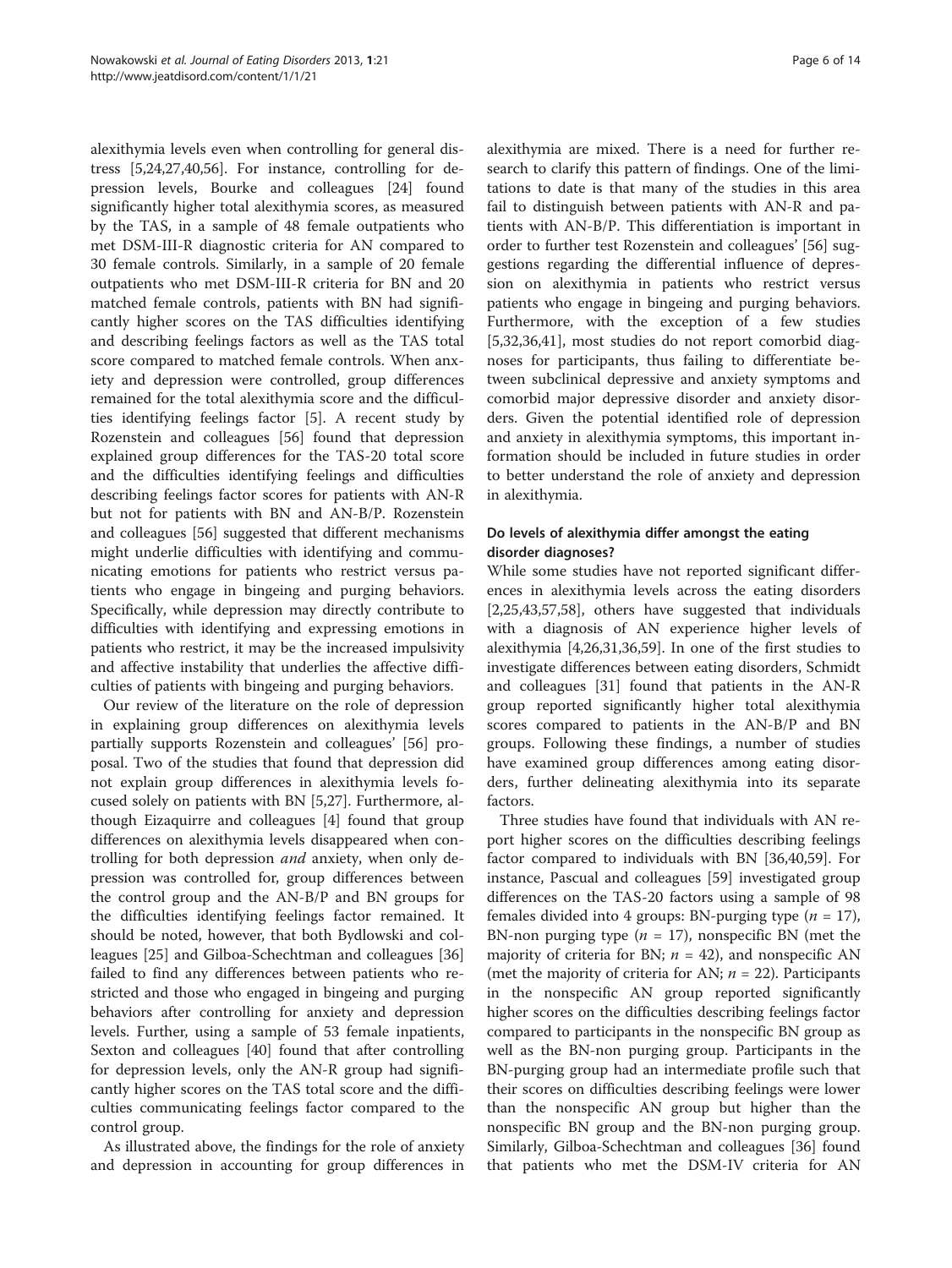alexithymia levels even when controlling for general distress [5,24,27,40,56]. For instance, controlling for depression levels, Bourke and colleagues [24] found significantly higher total alexithymia scores, as measured by the TAS, in a sample of 48 female outpatients who met DSM-III-R diagnostic criteria for AN compared to 30 female controls. Similarly, in a sample of 20 female outpatients who met DSM-III-R criteria for BN and 20 matched female controls, patients with BN had significantly higher scores on the TAS difficulties identifying and describing feelings factors as well as the TAS total score compared to matched female controls. When anxiety and depression were controlled, group differences remained for the total alexithymia score and the difficulties identifying feelings factor [5]. A recent study by Rozenstein and colleagues [56] found that depression explained group differences for the TAS-20 total score and the difficulties identifying feelings and difficulties describing feelings factor scores for patients with AN-R but not for patients with BN and AN-B/P. Rozenstein and colleagues [56] suggested that different mechanisms might underlie difficulties with identifying and communicating emotions for patients who restrict versus patients who engage in bingeing and purging behaviors. Specifically, while depression may directly contribute to difficulties with identifying and expressing emotions in patients who restrict, it may be the increased impulsivity and affective instability that underlies the affective difficulties of patients with bingeing and purging behaviors.

Our review of the literature on the role of depression in explaining group differences on alexithymia levels partially supports Rozenstein and colleagues' [56] proposal. Two of the studies that found that depression did not explain group differences in alexithymia levels focused solely on patients with BN [5,27]. Furthermore, although Eizaquirre and colleagues [4] found that group differences on alexithymia levels disappeared when controlling for both depression *and* anxiety, when only depression was controlled for, group differences between the control group and the AN-B/P and BN groups for the difficulties identifying feelings factor remained. It should be noted, however, that both Bydlowski and colleagues [25] and Gilboa-Schechtman and colleagues [36] failed to find any differences between patients who restricted and those who engaged in bingeing and purging behaviors after controlling for anxiety and depression levels. Further, using a sample of 53 female inpatients, Sexton and colleagues [40] found that after controlling for depression levels, only the AN-R group had significantly higher scores on the TAS total score and the difficulties communicating feelings factor compared to the control group.

As illustrated above, the findings for the role of anxiety and depression in accounting for group differences in alexithymia are mixed. There is a need for further research to clarify this pattern of findings. One of the limitations to date is that many of the studies in this area fail to distinguish between patients with AN-R and patients with AN-B/P. This differentiation is important in order to further test Rozenstein and colleagues' [56] suggestions regarding the differential influence of depression on alexithymia in patients who restrict versus patients who engage in bingeing and purging behaviors. Furthermore, with the exception of a few studies [5,32,36,41], most studies do not report comorbid diagnoses for participants, thus failing to differentiate between subclinical depressive and anxiety symptoms and comorbid major depressive disorder and anxiety disorders. Given the potential identified role of depression and anxiety in alexithymia symptoms, this important information should be included in future studies in order to better understand the role of anxiety and depression in alexithymia.

### Do levels of alexithymia differ amongst the eating disorder diagnoses?

While some studies have not reported significant differences in alexithymia levels across the eating disorders [2,25,43,57,58], others have suggested that individuals with a diagnosis of AN experience higher levels of alexithymia [4,26,31,36,59]. In one of the first studies to investigate differences between eating disorders, Schmidt and colleagues [31] found that patients in the AN-R group reported significantly higher total alexithymia scores compared to patients in the AN-B/P and BN groups. Following these findings, a number of studies have examined group differences among eating disorders, further delineating alexithymia into its separate factors.

Three studies have found that individuals with AN report higher scores on the difficulties describing feelings factor compared to individuals with BN [36,40,59]. For instance, Pascual and colleagues [59] investigated group differences on the TAS-20 factors using a sample of 98 females divided into 4 groups: BN-purging type ($n$ = 17), BN-non purging type ($n$ = 17), nonspecific BN (met the majority of criteria for BN; $n$ = 42), and nonspecific AN (met the majority of criteria for AN; $n$ = 22). Participants in the nonspecific AN group reported significantly higher scores on the difficulties describing feelings factor compared to participants in the nonspecific BN group as well as the BN-non purging group. Participants in the BN-purging group had an intermediate profile such that their scores on difficulties describing feelings were lower than the nonspecific AN group but higher than the nonspecific BN group and the BN-non purging group. Similarly, Gilboa-Schechtman and colleagues [36] found that patients who met the DSM-IV criteria for AN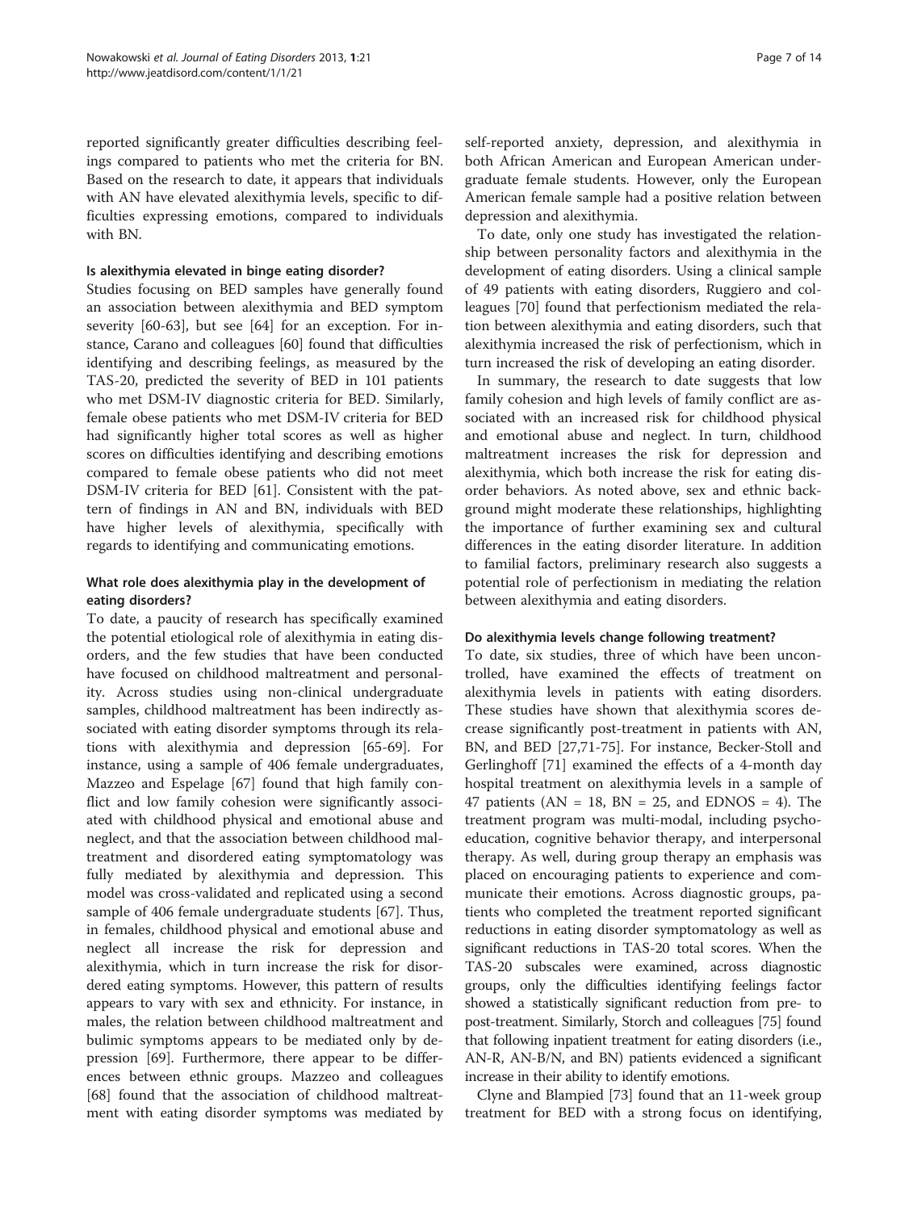reported significantly greater difficulties describing feelings compared to patients who met the criteria for BN. Based on the research to date, it appears that individuals with AN have elevated alexithymia levels, specific to difficulties expressing emotions, compared to individuals with BN.

#### Is alexithymia elevated in binge eating disorder?

Studies focusing on BED samples have generally found an association between alexithymia and BED symptom severity [60-63], but see [64] for an exception. For instance, Carano and colleagues [60] found that difficulties identifying and describing feelings, as measured by the TAS-20, predicted the severity of BED in 101 patients who met DSM-IV diagnostic criteria for BED. Similarly, female obese patients who met DSM-IV criteria for BED had significantly higher total scores as well as higher scores on difficulties identifying and describing emotions compared to female obese patients who did not meet DSM-IV criteria for BED [61]. Consistent with the pattern of findings in AN and BN, individuals with BED have higher levels of alexithymia, specifically with regards to identifying and communicating emotions.

#### What role does alexithymia play in the development of eating disorders?

To date, a paucity of research has specifically examined the potential etiological role of alexithymia in eating disorders, and the few studies that have been conducted have focused on childhood maltreatment and personality. Across studies using non-clinical undergraduate samples, childhood maltreatment has been indirectly associated with eating disorder symptoms through its relations with alexithymia and depression [65-69]. For instance, using a sample of 406 female undergraduates, Mazzeo and Espelage [67] found that high family conflict and low family cohesion were significantly associated with childhood physical and emotional abuse and neglect, and that the association between childhood maltreatment and disordered eating symptomatology was fully mediated by alexithymia and depression. This model was cross-validated and replicated using a second sample of 406 female undergraduate students [67]. Thus, in females, childhood physical and emotional abuse and neglect all increase the risk for depression and alexithymia, which in turn increase the risk for disordered eating symptoms. However, this pattern of results appears to vary with sex and ethnicity. For instance, in males, the relation between childhood maltreatment and bulimic symptoms appears to be mediated only by depression [69]. Furthermore, there appear to be differences between ethnic groups. Mazzeo and colleagues [68] found that the association of childhood maltreatment with eating disorder symptoms was mediated by self-reported anxiety, depression, and alexithymia in both African American and European American undergraduate female students. However, only the European American female sample had a positive relation between depression and alexithymia.

To date, only one study has investigated the relationship between personality factors and alexithymia in the development of eating disorders. Using a clinical sample of 49 patients with eating disorders, Ruggiero and colleagues [70] found that perfectionism mediated the relation between alexithymia and eating disorders, such that alexithymia increased the risk of perfectionism, which in turn increased the risk of developing an eating disorder.

In summary, the research to date suggests that low family cohesion and high levels of family conflict are associated with an increased risk for childhood physical and emotional abuse and neglect. In turn, childhood maltreatment increases the risk for depression and alexithymia, which both increase the risk for eating disorder behaviors. As noted above, sex and ethnic background might moderate these relationships, highlighting the importance of further examining sex and cultural differences in the eating disorder literature. In addition to familial factors, preliminary research also suggests a potential role of perfectionism in mediating the relation between alexithymia and eating disorders.

#### Do alexithymia levels change following treatment?

To date, six studies, three of which have been uncontrolled, have examined the effects of treatment on alexithymia levels in patients with eating disorders. These studies have shown that alexithymia scores decrease significantly post-treatment in patients with AN, BN, and BED [27,71-75]. For instance, Becker-Stoll and Gerlinghoff [71] examined the effects of a 4-month day hospital treatment on alexithymia levels in a sample of 47 patients (AN = 18, BN = 25, and EDNOS = 4). The treatment program was multi-modal, including psychoeducation, cognitive behavior therapy, and interpersonal therapy. As well, during group therapy an emphasis was placed on encouraging patients to experience and communicate their emotions. Across diagnostic groups, patients who completed the treatment reported significant reductions in eating disorder symptomatology as well as significant reductions in TAS-20 total scores. When the TAS-20 subscales were examined, across diagnostic groups, only the difficulties identifying feelings factor showed a statistically significant reduction from pre- to post-treatment. Similarly, Storch and colleagues [75] found that following inpatient treatment for eating disorders (i.e., AN-R, AN-B/N, and BN) patients evidenced a significant increase in their ability to identify emotions.

Clyne and Blampied [73] found that an 11-week group treatment for BED with a strong focus on identifying,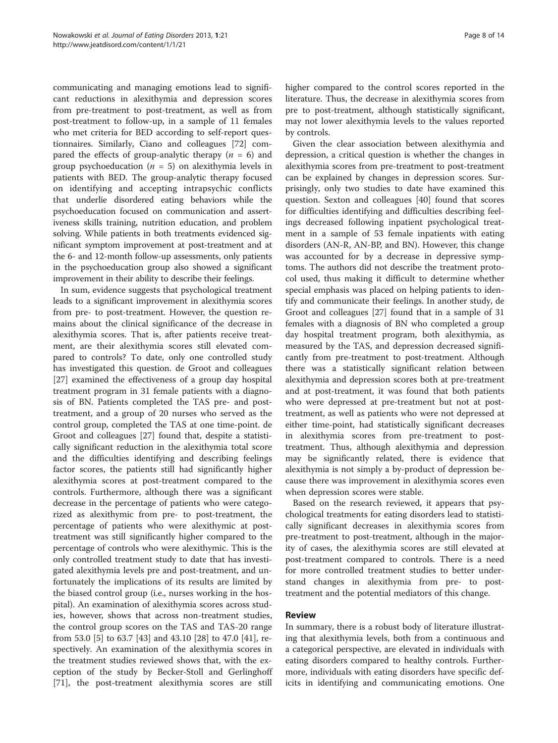communicating and managing emotions lead to significant reductions in alexithymia and depression scores from pre-treatment to post-treatment, as well as from post-treatment to follow-up, in a sample of 11 females who met criteria for BED according to self-report questionnaires. Similarly, Ciano and colleagues [72] compared the effects of group-analytic therapy ($n$ = 6) and group psychoeducation ($n$ = 5) on alexithymia levels in patients with BED. The group-analytic therapy focused on identifying and accepting intrapsychic conflicts that underlie disordered eating behaviors while the psychoeducation focused on communication and assertiveness skills training, nutrition education, and problem solving. While patients in both treatments evidenced significant symptom improvement at post-treatment and at the 6- and 12-month follow-up assessments, only patients in the psychoeducation group also showed a significant improvement in their ability to describe their feelings.

In sum, evidence suggests that psychological treatment leads to a significant improvement in alexithymia scores from pre- to post-treatment. However, the question remains about the clinical significance of the decrease in alexithymia scores. That is, after patients receive treatment, are their alexithymia scores still elevated compared to controls? To date, only one controlled study has investigated this question. de Groot and colleagues [27] examined the effectiveness of a group day hospital treatment program in 31 female patients with a diagnosis of BN. Patients completed the TAS pre- and post-treatment, and a group of 20 nurses who served as the control group, completed the TAS at one time-point. de Groot and colleagues [27] found that, despite a statistically significant reduction in the alexithymia total score and the difficulties identifying and describing feelings factor scores, the patients still had significantly higher alexithymia scores at post-treatment compared to the controls. Furthermore, although there was a significant decrease in the percentage of patients who were categorized as alexithymic from pre- to post-treatment, the percentage of patients who were alexithymic at post-treatment was still significantly higher compared to the percentage of controls who were alexithymic. This is the only controlled treatment study to date that has investigated alexithymia levels pre and post-treatment, and unfortunately the implications of its results are limited by the biased control group (i.e., nurses working in the hospital). An examination of alexithymia scores across studies, however, shows that across non-treatment studies, the control group scores on the TAS and TAS-20 range from 53.0 [5] to 63.7 [43] and 43.10 [28] to 47.0 [41], respectively. An examination of the alexithymia scores in the treatment studies reviewed shows that, with the exception of the study by Becker-Stoll and Gerlinghoff [71], the post-treatment alexithymia scores are still higher compared to the control scores reported in the literature. Thus, the decrease in alexithymia scores from pre to post-treatment, although statistically significant, may not lower alexithymia levels to the values reported by controls.

Given the clear association between alexithymia and depression, a critical question is whether the changes in alexithymia scores from pre-treatment to post-treatment can be explained by changes in depression scores. Surprisingly, only two studies to date have examined this question. Sexton and colleagues [40] found that scores for difficulties identifying and difficulties describing feelings decreased following inpatient psychological treatment in a sample of 53 female inpatients with eating disorders (AN-R, AN-BP, and BN). However, this change was accounted for by a decrease in depressive symptoms. The authors did not describe the treatment protocol used, thus making it difficult to determine whether special emphasis was placed on helping patients to identify and communicate their feelings. In another study, de Groot and colleagues [27] found that in a sample of 31 females with a diagnosis of BN who completed a group day hospital treatment program, both alexithymia, as measured by the TAS, and depression decreased significantly from pre-treatment to post-treatment. Although there was a statistically significant relation between alexithymia and depression scores both at pre-treatment and at post-treatment, it was found that both patients who were depressed at pre-treatment but not at post-treatment, as well as patients who were not depressed at either time-point, had statistically significant decreases in alexithymia scores from pre-treatment to post-treatment. Thus, although alexithymia and depression may be significantly related, there is evidence that alexithymia is not simply a by-product of depression because there was improvement in alexithymia scores even when depression scores were stable.

Based on the research reviewed, it appears that psychological treatments for eating disorders lead to statistically significant decreases in alexithymia scores from pre-treatment to post-treatment, although in the majority of cases, the alexithymia scores are still elevated at post-treatment compared to controls. There is a need for more controlled treatment studies to better understand changes in alexithymia from pre- to post-treatment and the potential mediators of this change.

## Review

In summary, there is a robust body of literature illustrating that alexithymia levels, both from a continuous and a categorical perspective, are elevated in individuals with eating disorders compared to healthy controls. Furthermore, individuals with eating disorders have specific deficits in identifying and communicating emotions. One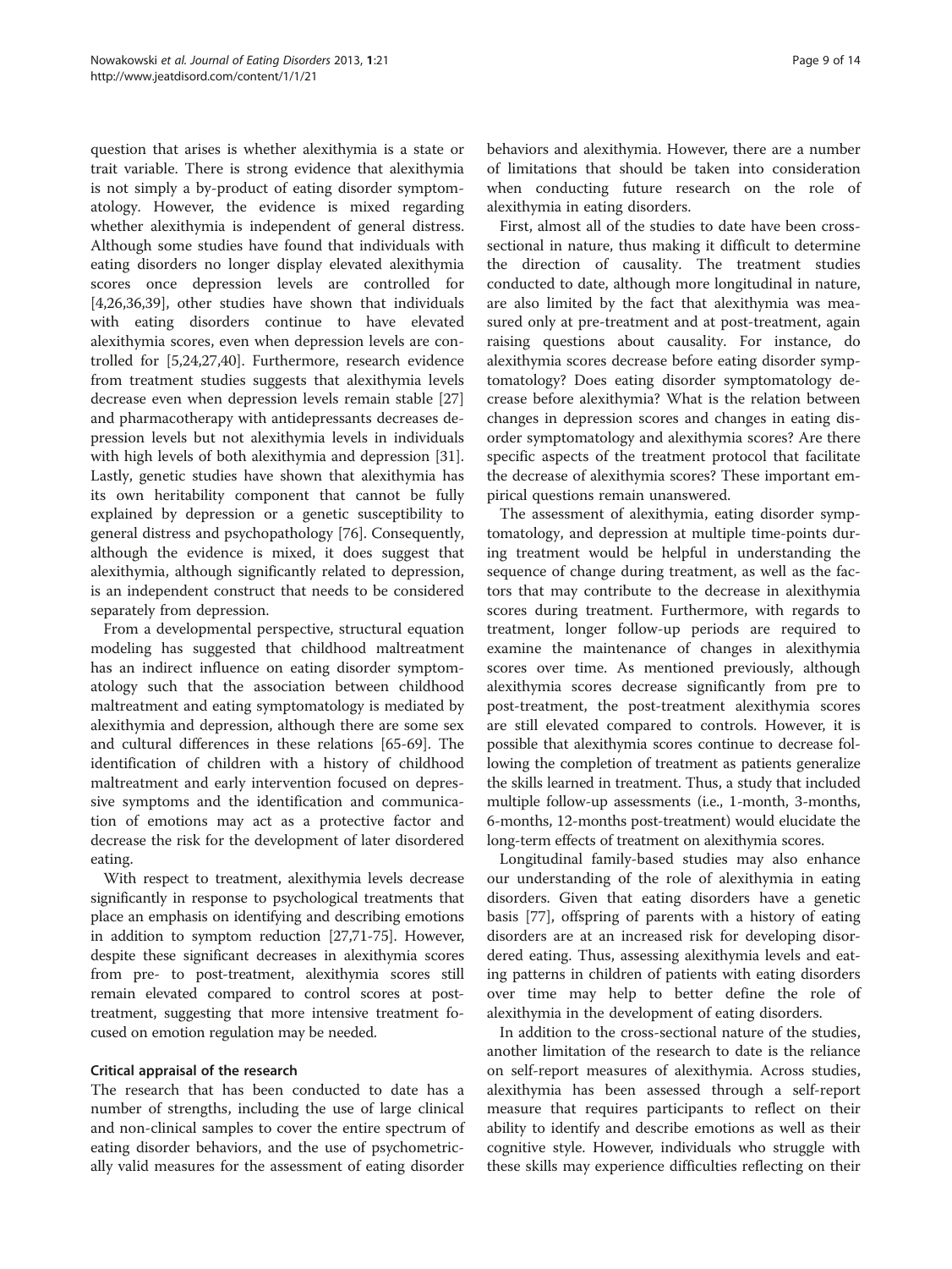question that arises is whether alexithymia is a state or trait variable. There is strong evidence that alexithymia is not simply a by-product of eating disorder symptomatology. However, the evidence is mixed regarding whether alexithymia is independent of general distress. Although some studies have found that individuals with eating disorders no longer display elevated alexithymia scores once depression levels are controlled for [4,26,36,39], other studies have shown that individuals with eating disorders continue to have elevated alexithymia scores, even when depression levels are controlled for [5,24,27,40]. Furthermore, research evidence from treatment studies suggests that alexithymia levels decrease even when depression levels remain stable [27] and pharmacotherapy with antidepressants decreases depression levels but not alexithymia levels in individuals with high levels of both alexithymia and depression [31]. Lastly, genetic studies have shown that alexithymia has its own heritability component that cannot be fully explained by depression or a genetic susceptibility to general distress and psychopathology [76]. Consequently, although the evidence is mixed, it does suggest that alexithymia, although significantly related to depression, is an independent construct that needs to be considered separately from depression.

From a developmental perspective, structural equation modeling has suggested that childhood maltreatment has an indirect influence on eating disorder symptomatology such that the association between childhood maltreatment and eating symptomatology is mediated by alexithymia and depression, although there are some sex and cultural differences in these relations [65-69]. The identification of children with a history of childhood maltreatment and early intervention focused on depressive symptoms and the identification and communication of emotions may act as a protective factor and decrease the risk for the development of later disordered eating.

With respect to treatment, alexithymia levels decrease significantly in response to psychological treatments that place an emphasis on identifying and describing emotions in addition to symptom reduction [27,71-75]. However, despite these significant decreases in alexithymia scores from pre- to post-treatment, alexithymia scores still remain elevated compared to control scores at post-treatment, suggesting that more intensive treatment focused on emotion regulation may be needed.

#### Critical appraisal of the research

The research that has been conducted to date has a number of strengths, including the use of large clinical and non-clinical samples to cover the entire spectrum of eating disorder behaviors, and the use of psychometrically valid measures for the assessment of eating disorder behaviors and alexithymia. However, there are a number of limitations that should be taken into consideration when conducting future research on the role of alexithymia in eating disorders.

First, almost all of the studies to date have been cross-sectional in nature, thus making it difficult to determine the direction of causality. The treatment studies conducted to date, although more longitudinal in nature, are also limited by the fact that alexithymia was measured only at pre-treatment and at post-treatment, again raising questions about causality. For instance, do alexithymia scores decrease before eating disorder symptomatology? Does eating disorder symptomatology decrease before alexithymia? What is the relation between changes in depression scores and changes in eating disorder symptomatology and alexithymia scores? Are there specific aspects of the treatment protocol that facilitate the decrease of alexithymia scores? These important empirical questions remain unanswered.

The assessment of alexithymia, eating disorder symptomatology, and depression at multiple time-points during treatment would be helpful in understanding the sequence of change during treatment, as well as the factors that may contribute to the decrease in alexithymia scores during treatment. Furthermore, with regards to treatment, longer follow-up periods are required to examine the maintenance of changes in alexithymia scores over time. As mentioned previously, although alexithymia scores decrease significantly from pre to post-treatment, the post-treatment alexithymia scores are still elevated compared to controls. However, it is possible that alexithymia scores continue to decrease following the completion of treatment as patients generalize the skills learned in treatment. Thus, a study that included multiple follow-up assessments (i.e., 1-month, 3-months, 6-months, 12-months post-treatment) would elucidate the long-term effects of treatment on alexithymia scores.

Longitudinal family-based studies may also enhance our understanding of the role of alexithymia in eating disorders. Given that eating disorders have a genetic basis [77], offspring of parents with a history of eating disorders are at an increased risk for developing disordered eating. Thus, assessing alexithymia levels and eating patterns in children of patients with eating disorders over time may help to better define the role of alexithymia in the development of eating disorders.

In addition to the cross-sectional nature of the studies, another limitation of the research to date is the reliance on self-report measures of alexithymia. Across studies, alexithymia has been assessed through a self-report measure that requires participants to reflect on their ability to identify and describe emotions as well as their cognitive style. However, individuals who struggle with these skills may experience difficulties reflecting on their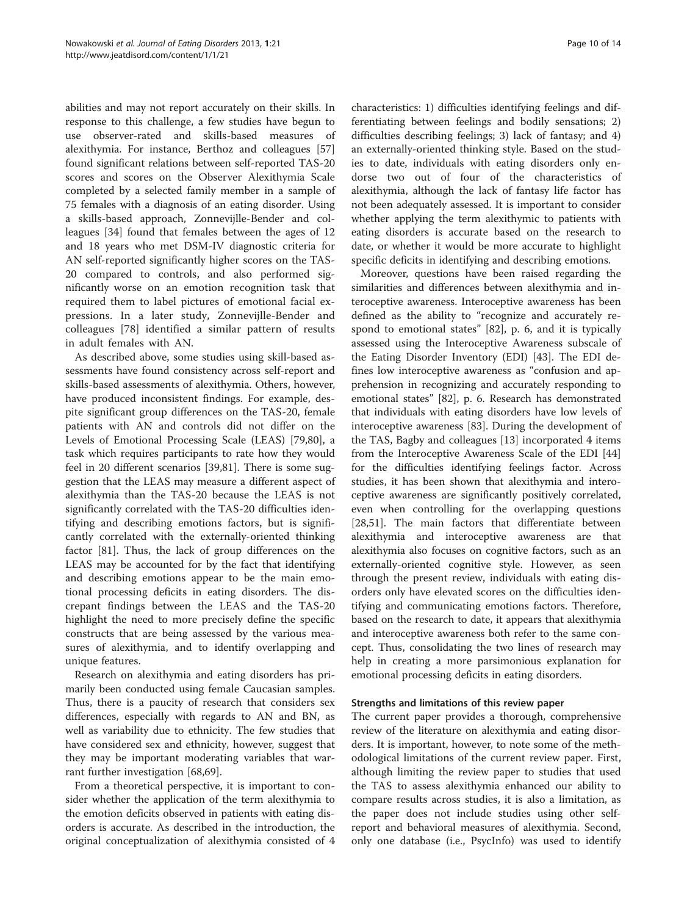abilities and may not report accurately on their skills. In response to this challenge, a few studies have begun to use observer-rated and skills-based measures of alexithymia. For instance, Berthoz and colleagues [57] found significant relations between self-reported TAS-20 scores and scores on the Observer Alexithymia Scale completed by a selected family member in a sample of 75 females with a diagnosis of an eating disorder. Using a skills-based approach, Zonnevijlle-Bender and colleagues [34] found that females between the ages of 12 and 18 years who met DSM-IV diagnostic criteria for AN self-reported significantly higher scores on the TAS-20 compared to controls, and also performed significantly worse on an emotion recognition task that required them to label pictures of emotional facial expressions. In a later study, Zonnevijlle-Bender and colleagues [78] identified a similar pattern of results in adult females with AN.

As described above, some studies using skill-based assessments have found consistency across self-report and skills-based assessments of alexithymia. Others, however, have produced inconsistent findings. For example, despite significant group differences on the TAS-20, female patients with AN and controls did not differ on the Levels of Emotional Processing Scale (LEAS) [79,80], a task which requires participants to rate how they would feel in 20 different scenarios [39,81]. There is some suggestion that the LEAS may measure a different aspect of alexithymia than the TAS-20 because the LEAS is not significantly correlated with the TAS-20 difficulties identifying and describing emotions factors, but is significantly correlated with the externally-oriented thinking factor [81]. Thus, the lack of group differences on the LEAS may be accounted for by the fact that identifying and describing emotions appear to be the main emotional processing deficits in eating disorders. The discrepant findings between the LEAS and the TAS-20 highlight the need to more precisely define the specific constructs that are being assessed by the various measures of alexithymia, and to identify overlapping and unique features.

Research on alexithymia and eating disorders has primarily been conducted using female Caucasian samples. Thus, there is a paucity of research that considers sex differences, especially with regards to AN and BN, as well as variability due to ethnicity. The few studies that have considered sex and ethnicity, however, suggest that they may be important moderating variables that warrant further investigation [68,69].

From a theoretical perspective, it is important to consider whether the application of the term alexithymia to the emotion deficits observed in patients with eating disorders is accurate. As described in the introduction, the original conceptualization of alexithymia consisted of 4 characteristics: 1) difficulties identifying feelings and differentiating between feelings and bodily sensations; 2) difficulties describing feelings; 3) lack of fantasy; and 4) an externally-oriented thinking style. Based on the studies to date, individuals with eating disorders only endorse two out of four of the characteristics of alexithymia, although the lack of fantasy life factor has not been adequately assessed. It is important to consider whether applying the term alexithymic to patients with eating disorders is accurate based on the research to date, or whether it would be more accurate to highlight specific deficits in identifying and describing emotions.

Moreover, questions have been raised regarding the similarities and differences between alexithymia and interoceptive awareness. Interoceptive awareness has been defined as the ability to "recognize and accurately respond to emotional states" [82], p. 6, and it is typically assessed using the Interoceptive Awareness subscale of the Eating Disorder Inventory (EDI) [43]. The EDI defines low interoceptive awareness as "confusion and apprehension in recognizing and accurately responding to emotional states" [82], p. 6. Research has demonstrated that individuals with eating disorders have low levels of interoceptive awareness [83]. During the development of the TAS, Bagby and colleagues [13] incorporated 4 items from the Interoceptive Awareness Scale of the EDI [44] for the difficulties identifying feelings factor. Across studies, it has been shown that alexithymia and interoceptive awareness are significantly positively correlated, even when controlling for the overlapping questions [28,51]. The main factors that differentiate between alexithymia and interoceptive awareness are that alexithymia also focuses on cognitive factors, such as an externally-oriented cognitive style. However, as seen through the present review, individuals with eating disorders only have elevated scores on the difficulties identifying and communicating emotions factors. Therefore, based on the research to date, it appears that alexithymia and interoceptive awareness both refer to the same concept. Thus, consolidating the two lines of research may help in creating a more parsimonious explanation for emotional processing deficits in eating disorders.

### Strengths and limitations of this review paper

The current paper provides a thorough, comprehensive review of the literature on alexithymia and eating disorders. It is important, however, to note some of the methodological limitations of the current review paper. First, although limiting the review paper to studies that used the TAS to assess alexithymia enhanced our ability to compare results across studies, it is also a limitation, as the paper does not include studies using other self-report and behavioral measures of alexithymia. Second, only one database (i.e., PsycInfo) was used to identify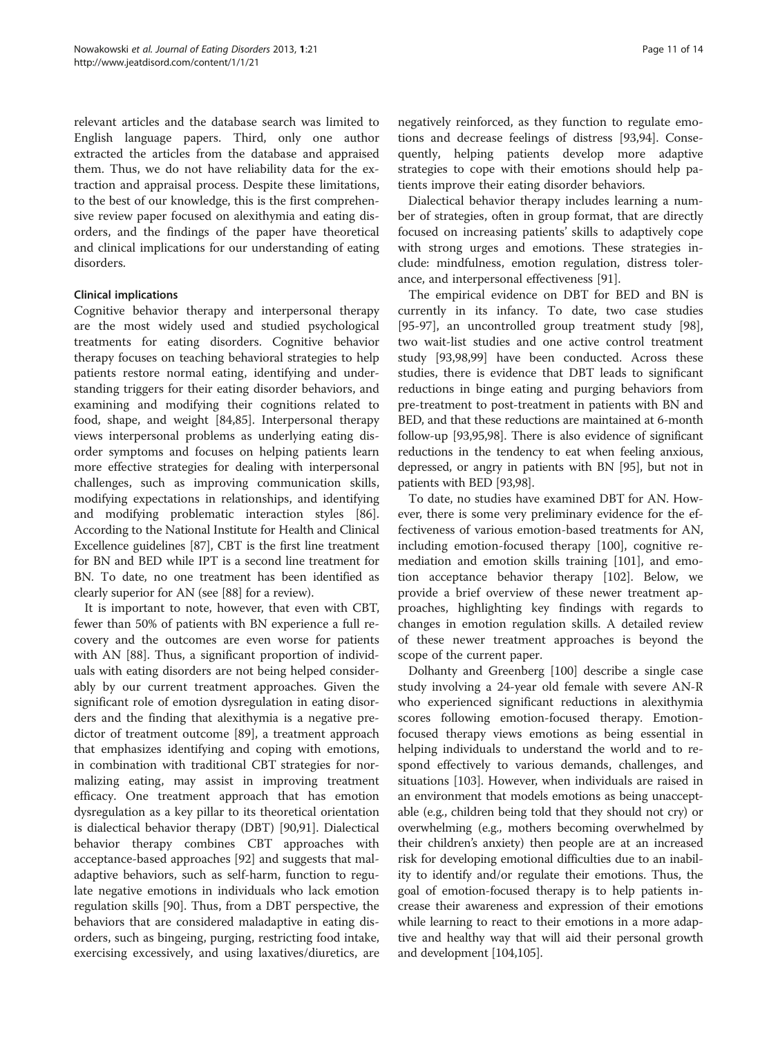relevant articles and the database search was limited to English language papers. Third, only one author extracted the articles from the database and appraised them. Thus, we do not have reliability data for the extraction and appraisal process. Despite these limitations, to the best of our knowledge, this is the first comprehensive review paper focused on alexithymia and eating disorders, and the findings of the paper have theoretical and clinical implications for our understanding of eating disorders.

### Clinical implications

Cognitive behavior therapy and interpersonal therapy are the most widely used and studied psychological treatments for eating disorders. Cognitive behavior therapy focuses on teaching behavioral strategies to help patients restore normal eating, identifying and understanding triggers for their eating disorder behaviors, and examining and modifying their cognitions related to food, shape, and weight [84,85]. Interpersonal therapy views interpersonal problems as underlying eating disorder symptoms and focuses on helping patients learn more effective strategies for dealing with interpersonal challenges, such as improving communication skills, modifying expectations in relationships, and identifying and modifying problematic interaction styles [86]. According to the National Institute for Health and Clinical Excellence guidelines [87], CBT is the first line treatment for BN and BED while IPT is a second line treatment for BN. To date, no one treatment has been identified as clearly superior for AN (see [88] for a review).

It is important to note, however, that even with CBT, fewer than 50% of patients with BN experience a full recovery and the outcomes are even worse for patients with AN [88]. Thus, a significant proportion of individuals with eating disorders are not being helped considerably by our current treatment approaches. Given the significant role of emotion dysregulation in eating disorders and the finding that alexithymia is a negative predictor of treatment outcome [89], a treatment approach that emphasizes identifying and coping with emotions, in combination with traditional CBT strategies for normalizing eating, may assist in improving treatment efficacy. One treatment approach that has emotion dysregulation as a key pillar to its theoretical orientation is dialectical behavior therapy (DBT) [90,91]. Dialectical behavior therapy combines CBT approaches with acceptance-based approaches [92] and suggests that maladaptive behaviors, such as self-harm, function to regulate negative emotions in individuals who lack emotion regulation skills [90]. Thus, from a DBT perspective, the behaviors that are considered maladaptive in eating disorders, such as bingeing, purging, restricting food intake, exercising excessively, and using laxatives/diuretics, are negatively reinforced, as they function to regulate emotions and decrease feelings of distress [93,94]. Consequently, helping patients develop more adaptive strategies to cope with their emotions should help patients improve their eating disorder behaviors.

Dialectical behavior therapy includes learning a number of strategies, often in group format, that are directly focused on increasing patients' skills to adaptively cope with strong urges and emotions. These strategies include: mindfulness, emotion regulation, distress tolerance, and interpersonal effectiveness [91].

The empirical evidence on DBT for BED and BN is currently in its infancy. To date, two case studies [95-97], an uncontrolled group treatment study [98], two wait-list studies and one active control treatment study [93,98,99] have been conducted. Across these studies, there is evidence that DBT leads to significant reductions in binge eating and purging behaviors from pre-treatment to post-treatment in patients with BN and BED, and that these reductions are maintained at 6-month follow-up [93,95,98]. There is also evidence of significant reductions in the tendency to eat when feeling anxious, depressed, or angry in patients with BN [95], but not in patients with BED [93,98].

To date, no studies have examined DBT for AN. However, there is some very preliminary evidence for the effectiveness of various emotion-based treatments for AN, including emotion-focused therapy [100], cognitive remediation and emotion skills training [101], and emotion acceptance behavior therapy [102]. Below, we provide a brief overview of these newer treatment approaches, highlighting key findings with regards to changes in emotion regulation skills. A detailed review of these newer treatment approaches is beyond the scope of the current paper.

Dolhanty and Greenberg [100] describe a single case study involving a 24-year old female with severe AN-R who experienced significant reductions in alexithymia scores following emotion-focused therapy. Emotion-focused therapy views emotions as being essential in helping individuals to understand the world and to respond effectively to various demands, challenges, and situations [103]. However, when individuals are raised in an environment that models emotions as being unacceptable (e.g., children being told that they should not cry) or overwhelming (e.g., mothers becoming overwhelmed by their children's anxiety) then people are at an increased risk for developing emotional difficulties due to an inability to identify and/or regulate their emotions. Thus, the goal of emotion-focused therapy is to help patients increase their awareness and expression of their emotions while learning to react to their emotions in a more adaptive and healthy way that will aid their personal growth and development [104,105].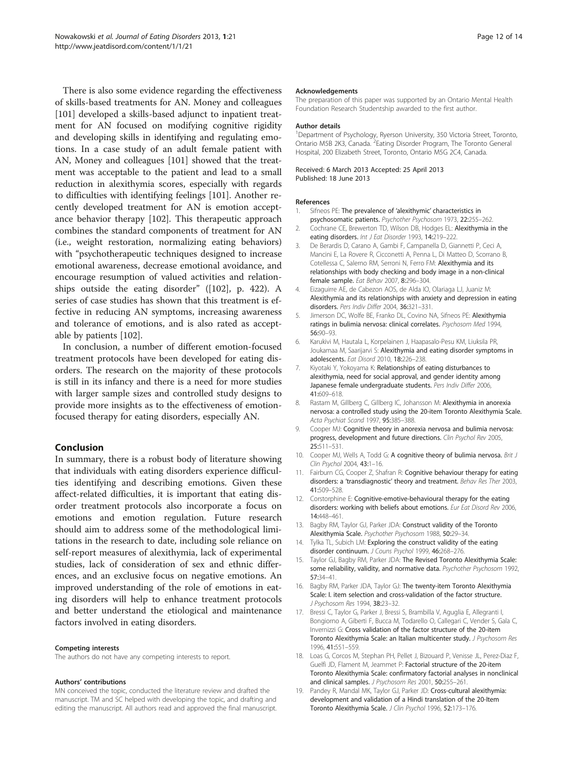There is also some evidence regarding the effectiveness of skills-based treatments for AN. Money and colleagues [101] developed a skills-based adjunct to inpatient treatment for AN focused on modifying cognitive rigidity and developing skills in identifying and regulating emotions. In a case study of an adult female patient with AN, Money and colleagues [101] showed that the treatment was acceptable to the patient and lead to a small reduction in alexithymia scores, especially with regards to difficulties with identifying feelings [101]. Another recently developed treatment for AN is emotion acceptance behavior therapy [102]. This therapeutic approach combines the standard components of treatment for AN (i.e., weight restoration, normalizing eating behaviors) with "psychotherapeutic techniques designed to increase emotional awareness, decrease emotional avoidance, and encourage resumption of valued activities and relationships outside the eating disorder" ([102], p. 422). A series of case studies has shown that this treatment is effective in reducing AN symptoms, increasing awareness and tolerance of emotions, and is also rated as acceptable by patients [102].

In conclusion, a number of different emotion-focused treatment protocols have been developed for eating disorders. The research on the majority of these protocols is still in its infancy and there is a need for more studies with larger sample sizes and controlled study designs to provide more insights as to the effectiveness of emotion-focused therapy for eating disorders, especially AN.

## Conclusion

In summary, there is a robust body of literature showing that individuals with eating disorders experience difficulties identifying and describing emotions. Given these affect-related difficulties, it is important that eating disorder treatment protocols also incorporate a focus on emotions and emotion regulation. Future research should aim to address some of the methodological limitations in the research to date, including sole reliance on self-report measures of alexithymia, lack of experimental studies, lack of consideration of sex and ethnic differences, and an exclusive focus on negative emotions. An improved understanding of the role of emotions in eating disorders will help to enhance treatment protocols and better understand the etiological and maintenance factors involved in eating disorders.

#### Competing interests

The authors do not have any competing interests to report.

#### Authors' contributions

MN conceived the topic, conducted the literature review and drafted the manuscript. TM and SC helped with developing the topic, and drafting and editing the manuscript. All authors read and approved the final manuscript.

#### Acknowledgements

The preparation of this paper was supported by an Ontario Mental Health Foundation Research Studentship awarded to the first author.

#### Author details

[1]Department of Psychology, Ryerson University, 350 Victoria Street, Toronto, Ontario M5B 2K3, Canada. [2]Eating Disorder Program, The Toronto General Hospital, 200 Elizabeth Street, Toronto, Ontario M5G 2C4, Canada.

Received: 6 March 2013 Accepted: 25 April 2013
Published: 18 June 2013

#### References

1. Sifneos PE: **The prevalence of 'alexithymic' characteristics in psychosomatic patients.** *Psychother Psychosom* 1973, **22:**255–262.
2. Cochrane CE, Brewerton TD, Wilson DB, Hodges EL: **Alexithymia in the eating disorders.** *Int J Eat Disorder* 1993, **14:**219–222.
3. De Berardis D, Carano A, Gambi F, Campanella D, Giannetti P, Ceci A, Mancini E, La Rovere R, Cicconetti A, Penna L, Di Matteo D, Scorrano B, Cotellessa C, Salerno RM, Serroni N, Ferro FM: **Alexithymia and its relationships with body checking and body image in a non-clinical female sample.** *Eat Behav* 2007, **8:**296–304.
4. Eizaguirre AE, de Cabezon AOS, de Alda IO, Olariaga LJ, Juaniz M: **Alexithymia and its relationships with anxiety and depression in eating disorders.** *Pers Indiv Differ* 2004, **36:**321–331.
5. Jimerson DC, Wolfe BE, Franko DL, Covino NA, Sifneos PE: **Alexithymia ratings in bulimia nervosa: clinical correlates.** *Psychosom Med* 1994, **56:**90–93.
6. Karukivi M, Hautala L, Korpelainen J, Haapasalo-Pesu KM, Liuksila PR, Joukamaa M, Saarijarvi S: **Alexithymia and eating disorder symptoms in adolescents.** *Eat Disord* 2010, **18:**226–238.
7. Kiyotaki Y, Yokoyama K: **Relationships of eating disturbances to alexithymia, need for social approval, and gender identity among Japanese female undergraduate students.** *Pers Indiv Differ* 2006, **41:**609–618.
8. Rastam M, Gillberg C, Gillberg IC, Johansson M: **Alexithymia in anorexia nervosa: a controlled study using the 20-item Toronto Alexithymia Scale.** *Acta Psychiat Scand* 1997, **95:**385–388.
9. Cooper MJ: **Cognitive theory in anorexia nervosa and bulimia nervosa: progress, development and future directions.** *Clin Psychol Rev* 2005, **25:**511–531.
10. Cooper MJ, Wells A, Todd G: **A cognitive theory of bulimia nervosa.** *Brit J Clin Psychol* 2004, **43:**1–16.
11. Fairburn CG, Cooper Z, Shafran R: **Cognitive behaviour therapy for eating disorders: a 'transdiagnostic' theory and treatment.** *Behav Res Ther* 2003, **41:**509–528.
12. Corstorphine E: **Cognitive-emotive-behavioural therapy for the eating disorders: working with beliefs about emotions.** *Eur Eat Disord Rev* 2006, **14:**448–461.
13. Bagby RM, Taylor GJ, Parker JDA: **Construct validity of the Toronto Alexithymia Scale.** *Psychother Psychosom* 1988, **50:**29–34.
14. Tylka TL, Subich LM: **Exploring the construct validity of the eating disorder continuum.** *J Couns Psychol* 1999, **46:**268–276.
15. Taylor GJ, Bagby RM, Parker JDA: **The Revised Toronto Alexithymia Scale: some reliability, validity, and normative data.** *Psychother Psychosom* 1992, **57:**34–41.
16. Bagby RM, Parker JDA, Taylor GJ: **The twenty-item Toronto Alexithymia Scale: I. item selection and cross-validation of the factor structure.** *J Psychosom Res* 1994, **38:**23–32.
17. Bressi C, Taylor G, Parker J, Bressi S, Brambilla V, Aguglia E, Allegranti I, Bongiorno A, Giberti F, Bucca M, Todarello O, Callegari C, Vender S, Gala C, Invernizzi G: **Cross validation of the factor structure of the 20-item Toronto Alexithymia Scale: an Italian multicenter study.** *J Psychosom Res* 1996, **41:**551–559.
18. Loas G, Corcos M, Stephan PH, Pellet J, Bizouard P, Venisse JL, Perez-Diaz F, Guelfi JD, Flament M, Jeammet P: **Factorial structure of the 20-item Toronto Alexithymia Scale: confirmatory factorial analyses in nonclinical and clinical samples.** *J Psychosom Res* 2001, **50:**255–261.
19. Pandey R, Mandal MK, Taylor GJ, Parker JD: **Cross-cultural alexithymia: development and validation of a Hindi translation of the 20-Item Toronto Alexithymia Scale.** *J Clin Psychol* 1996, **52:**173–176.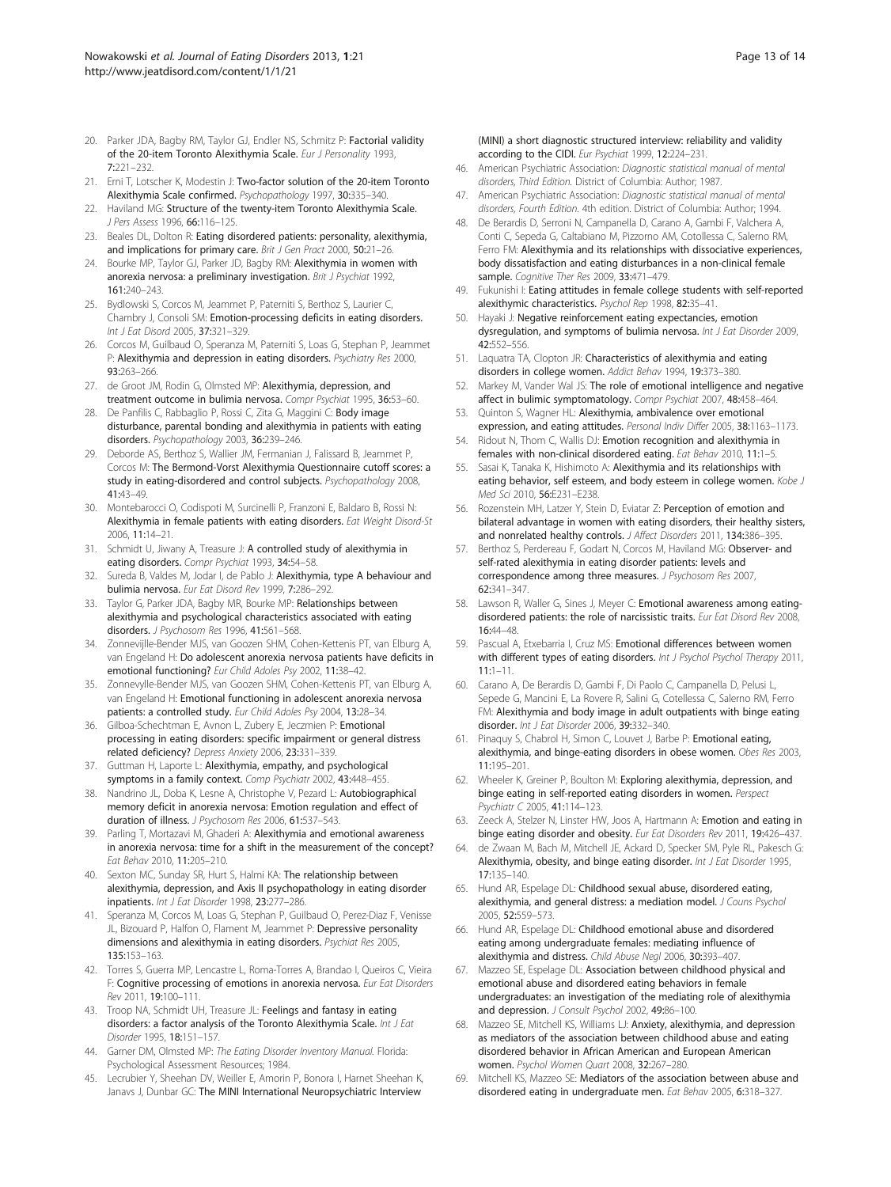20. Parker JDA, Bagby RM, Taylor GJ, Endler NS, Schmitz P: **Factorial validity of the 20-item Toronto Alexithymia Scale.** *Eur J Personality* 1993, **7:**221–232.
21. Erni T, Lotscher K, Modestin J: **Two-factor solution of the 20-item Toronto Alexithymia Scale confirmed.** *Psychopathology* 1997, **30:**335–340.
22. Haviland MG: **Structure of the twenty-item Toronto Alexithymia Scale.** *J Pers Assess* 1996, **66:**116–125.
23. Beales DL, Dolton R: **Eating disordered patients: personality, alexithymia, and implications for primary care.** *Brit J Gen Pract* 2000, **50:**21–26.
24. Bourke MP, Taylor GJ, Parker JD, Bagby RM: **Alexithymia in women with anorexia nervosa: a preliminary investigation.** *Brit J Psychiat* 1992, **161:**240–243.
25. Bydlowski S, Corcos M, Jeammet P, Paterniti S, Berthoz S, Laurier C, Chambry J, Consoli SM: **Emotion-processing deficits in eating disorders.** *Int J Eat Disord* 2005, **37:**321–329.
26. Corcos M, Guilbaud O, Speranza M, Paterniti S, Loas G, Stephan P, Jeammet P: **Alexithymia and depression in eating disorders.** *Psychiatry Res* 2000, **93:**263–266.
27. de Groot JM, Rodin G, Olmsted MP: **Alexithymia, depression, and treatment outcome in bulimia nervosa.** *Compr Psychiat* 1995, **36:**53–60.
28. De Panfilis C, Rabbaglio P, Rossi C, Zita G, Maggini C: **Body image disturbance, parental bonding and alexithymia in patients with eating disorders.** *Psychopathology* 2003, **36:**239–246.
29. Deborde AS, Berthoz S, Wallier JM, Fermanian J, Falissard B, Jeammet P, Corcos M: **The Bermond-Vorst Alexithymia Questionnaire cutoff scores: a study in eating-disordered and control subjects.** *Psychopathology* 2008, **41:**43–49.
30. Montebarocci O, Codispoti M, Surcinelli P, Franzoni E, Baldaro B, Rossi N: **Alexithymia in female patients with eating disorders.** *Eat Weight Disord-St* 2006, **11:**14–21.
31. Schmidt U, Jiwany A, Treasure J: **A controlled study of alexithymia in eating disorders.** *Compr Psychiat* 1993, **34:**54–58.
32. Sureda B, Valdes M, Jodar I, de Pablo J: **Alexithymia, type A behaviour and bulimia nervosa.** *Eur Eat Disord Rev* 1999, **7:**286–292.
33. Taylor G, Parker JDA, Bagby MR, Bourke MP: **Relationships between alexithymia and psychological characteristics associated with eating disorders.** *J Psychosom Res* 1996, **41:**561–568.
34. Zonnevijlle-Bender MJS, van Goozen SHM, Cohen-Kettenis PT, van Elburg A, van Engeland H: **Do adolescent anorexia nervosa patients have deficits in emotional functioning?** *Eur Child Adoles Psy* 2002, **11:**38–42.
35. Zonnevylle-Bender MJS, van Goozen SHM, Cohen-Kettenis PT, van Elburg A, van Engeland H: **Emotional functioning in adolescent anorexia nervosa patients: a controlled study.** *Eur Child Adoles Psy* 2004, **13:**28–34.
36. Gilboa-Schechtman E, Avnon L, Zubery E, Jeczmien P: **Emotional processing in eating disorders: specific impairment or general distress related deficiency?** *Depress Anxiety* 2006, **23:**331–339.
37. Guttman H, Laporte L: **Alexithymia, empathy, and psychological symptoms in a family context.** *Comp Psychiatr* 2002, **43:**448–455.
38. Nandrino JL, Doba K, Lesne A, Christophe V, Pezard L: **Autobiographical memory deficit in anorexia nervosa: Emotion regulation and effect of duration of illness.** *J Psychosom Res* 2006, **61:**537–543.
39. Parling T, Mortazavi M, Ghaderi A: **Alexithymia and emotional awareness in anorexia nervosa: time for a shift in the measurement of the concept?** *Eat Behav* 2010, **11:**205–210.
40. Sexton MC, Sunday SR, Hurt S, Halmi KA: **The relationship between alexithymia, depression, and Axis II psychopathology in eating disorder inpatients.** *Int J Eat Disorder* 1998, **23:**277–286.
41. Speranza M, Corcos M, Loas G, Stephan P, Guilbaud O, Perez-Diaz F, Venisse JL, Bizouard P, Halfon O, Flament M, Jeammet P: **Depressive personality dimensions and alexithymia in eating disorders.** *Psychiat Res* 2005, **135:**153–163.
42. Torres S, Guerra MP, Lencastre L, Roma-Torres A, Brandao I, Queiros C, Vieira F: **Cognitive processing of emotions in anorexia nervosa.** *Eur Eat Disorders Rev* 2011, **19:**100–111.
43. Troop NA, Schmidt UH, Treasure JL: **Feelings and fantasy in eating disorders: a factor analysis of the Toronto Alexithymia Scale.** *Int J Eat Disorder* 1995, **18:**151–157.
44. Garner DM, Olmsted MP: *The Eating Disorder Inventory Manual.* Florida: Psychological Assessment Resources; 1984.
45. Lecrubier Y, Sheehan DV, Weiller E, Amorin P, Bonora I, Harnet Sheehan K, Janavs J, Dunbar GC: **The MINI International Neuropsychiatric Interview (MINI) a short diagnostic structured interview: reliability and validity according to the CIDI.** *Eur Psychiat* 1999, **12:**224–231.
46. American Psychiatric Association: *Diagnostic statistical manual of mental disorders, Third Edition.* District of Columbia: Author; 1987.
47. American Psychiatric Association: *Diagnostic statistical manual of mental disorders, Fourth Edition.* 4th edition. District of Columbia: Author; 1994.
48. De Berardis D, Serroni N, Campanella D, Carano A, Gambi F, Valchera A, Conti C, Sepeda G, Caltabiano M, Pizzorno AM, Cotollessa C, Salerno RM, Ferro FM: **Alexithymia and its relationships with dissociative experiences, body dissatisfaction and eating disturbances in a non-clinical female sample.** *Cognitive Ther Res* 2009, **33:**471–479.
49. Fukunishi I: **Eating attitudes in female college students with self-reported alexithymic characteristics.** *Psychol Rep* 1998, **82:**35–41.
50. Hayaki J: **Negative reinforcement eating expectancies, emotion dysregulation, and symptoms of bulimia nervosa.** *Int J Eat Disorder* 2009, **42:**552–556.
51. Laquatra TA, Clopton JR: **Characteristics of alexithymia and eating disorders in college women.** *Addict Behav* 1994, **19:**373–380.
52. Markey M, Vander Wal JS: **The role of emotional intelligence and negative affect in bulimic symptomatology.** *Compr Psychiat* 2007, **48:**458–464.
53. Quinton S, Wagner HL: **Alexithymia, ambivalence over emotional expression, and eating attitudes.** *Personal Indiv Differ* 2005, **38:**1163–1173.
54. Ridout N, Thom C, Wallis DJ: **Emotion recognition and alexithymia in females with non-clinical disordered eating.** *Eat Behav* 2010, **11:**1–5.
55. Sasai K, Tanaka K, Hishimoto A: **Alexithymia and its relationships with eating behavior, self esteem, and body esteem in college women.** *Kobe J Med Sci* 2010, **56:**E231–E238.
56. Rozenstein MH, Latzer Y, Stein D, Eviatar Z: **Perception of emotion and bilateral advantage in women with eating disorders, their healthy sisters, and nonrelated healthy controls.** *J Affect Disorders* 2011, **134:**386–395.
57. Berthoz S, Perdereau F, Godart N, Corcos M, Haviland MG: **Observer- and self-rated alexithymia in eating disorder patients: levels and correspondence among three measures.** *J Psychosom Res* 2007, **62:**341–347.
58. Lawson R, Waller G, Sines J, Meyer C: **Emotional awareness among eating-disordered patients: the role of narcissistic traits.** *Eur Eat Disord Rev* 2008, **16:**44–48.
59. Pascual A, Etxebarria I, Cruz MS: **Emotional differences between women with different types of eating disorders.** *Int J Psychol Psychol Therapy* 2011, **11:**1–11.
60. Carano A, De Berardis D, Gambi F, Di Paolo C, Campanella D, Pelusi L, Sepede G, Mancini E, La Rovere R, Salini G, Cotellessa C, Salerno RM, Ferro FM: **Alexithymia and body image in adult outpatients with binge eating disorder.** *Int J Eat Disorder* 2006, **39:**332–340.
61. Pinaquy S, Chabrol H, Simon C, Louvet J, Barbe P: **Emotional eating, alexithymia, and binge-eating disorders in obese women.** *Obes Res* 2003, **11:**195–201.
62. Wheeler K, Greiner P, Boulton M: **Exploring alexithymia, depression, and binge eating in self-reported eating disorders in women.** *Perspect Psychiatr C* 2005, **41:**114–123.
63. Zeeck A, Stelzer N, Linster HW, Joos A, Hartmann A: **Emotion and eating in binge eating disorder and obesity.** *Eur Eat Disorders Rev* 2011, **19:**426–437.
64. de Zwaan M, Bach M, Mitchell JE, Ackard D, Specker SM, Pyle RL, Pakesch G: **Alexithymia, obesity, and binge eating disorder.** *Int J Eat Disorder* 1995, **17:**135–140.
65. Hund AR, Espelage DL: **Childhood sexual abuse, disordered eating, alexithymia, and general distress: a mediation model.** *J Couns Psychol* 2005, **52:**559–573.
66. Hund AR, Espelage DL: **Childhood emotional abuse and disordered eating among undergraduate females: mediating influence of alexithymia and distress.** *Child Abuse Negl* 2006, **30:**393–407.
67. Mazzeo SE, Espelage DL: **Association between childhood physical and emotional abuse and disordered eating behaviors in female undergraduates: an investigation of the mediating role of alexithymia and depression.** *J Consult Psychol* 2002, **49:**86–100.
68. Mazzeo SE, Mitchell KS, Williams LJ: **Anxiety, alexithymia, and depression as mediators of the association between childhood abuse and eating disordered behavior in African American and European American women.** *Psychol Women Quart* 2008, **32:**267–280.
69. Mitchell KS, Mazzeo SE: **Mediators of the association between abuse and disordered eating in undergraduate men.** *Eat Behav* 2005, **6:**318–327.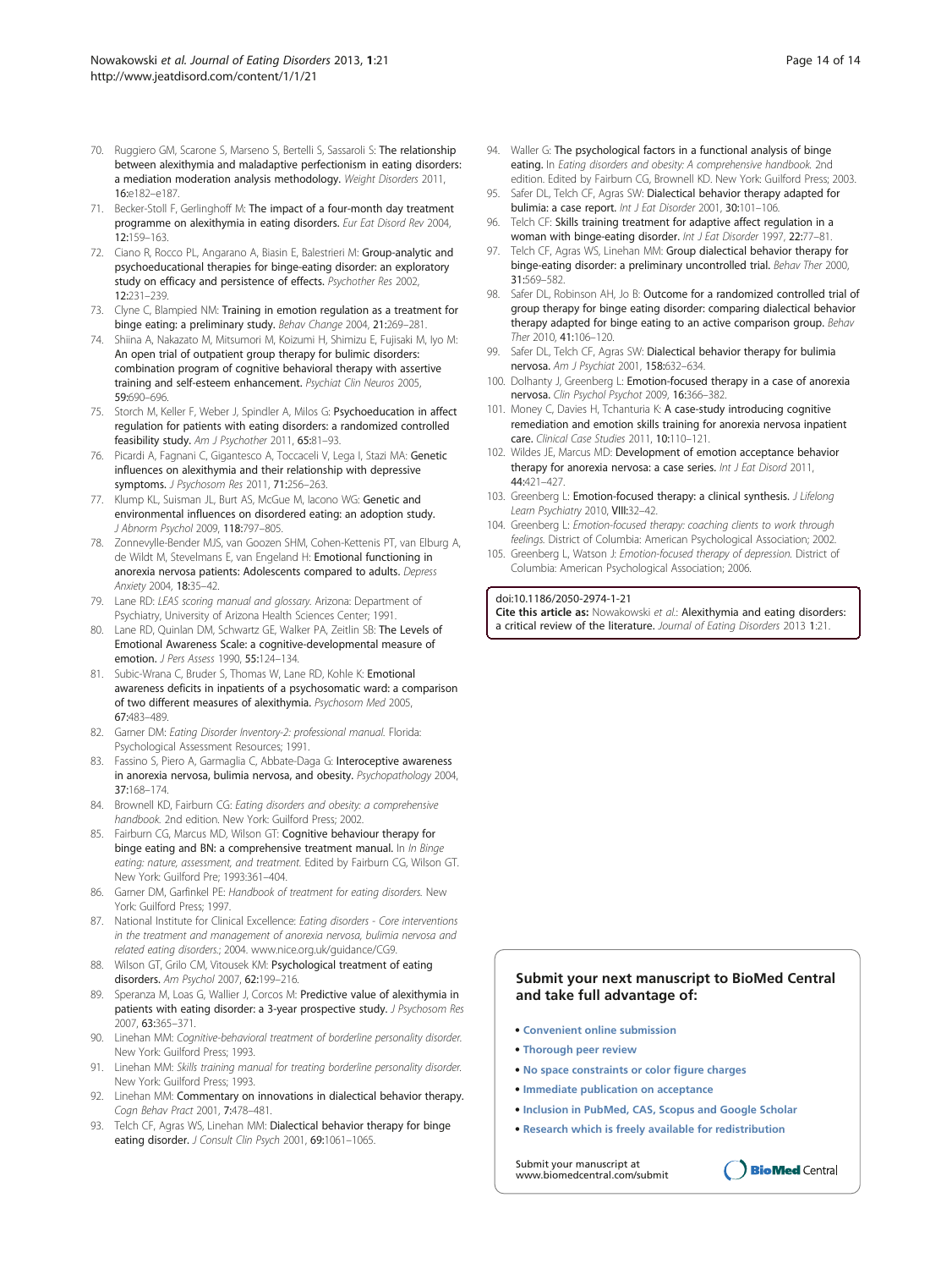70. Ruggiero GM, Scarone S, Marseno S, Bertelli S, Sassaroli S: **The relationship between alexithymia and maladaptive perfectionism in eating disorders: a mediation moderation analysis methodology.** *Weight Disorders* 2011, **16:**e182–e187.
71. Becker-Stoll F, Gerlinghoff M: **The impact of a four-month day treatment programme on alexithymia in eating disorders.** *Eur Eat Disord Rev* 2004, **12:**159–163.
72. Ciano R, Rocco PL, Angarano A, Biasin E, Balestrieri M: **Group-analytic and psychoeducational therapies for binge-eating disorder: an exploratory study on efficacy and persistence of effects.** *Psychother Res* 2002, **12:**231–239.
73. Clyne C, Blampied NM: **Training in emotion regulation as a treatment for binge eating: a preliminary study.** *Behav Change* 2004, **21:**269–281.
74. Shiina A, Nakazato M, Mitsumori M, Koizumi H, Shimizu E, Fujisaki M, Iyo M: **An open trial of outpatient group therapy for bulimic disorders: combination program of cognitive behavioral therapy with assertive training and self-esteem enhancement.** *Psychiat Clin Neuros* 2005, **59:**690–696.
75. Storch M, Keller F, Weber J, Spindler A, Milos G: **Psychoeducation in affect regulation for patients with eating disorders: a randomized controlled feasibility study.** *Am J Psychother* 2011, **65:**81–93.
76. Picardi A, Fagnani C, Gigantesco A, Toccaceli V, Lega I, Stazi MA: **Genetic influences on alexithymia and their relationship with depressive symptoms.** *J Psychosom Res* 2011, **71:**256–263.
77. Klump KL, Suisman JL, Burt AS, McGue M, Iacono WG: **Genetic and environmental influences on disordered eating: an adoption study.** *J Abnorm Psychol* 2009, **118:**797–805.
78. Zonnevylle-Bender MJS, van Goozen SHM, Cohen-Kettenis PT, van Elburg A, de Wildt M, Stevelmans E, van Engeland H: **Emotional functioning in anorexia nervosa patients: Adolescents compared to adults.** *Depress Anxiety* 2004, **18:**35–42.
79. Lane RD: *LEAS scoring manual and glossary.* Arizona: Department of Psychiatry, University of Arizona Health Sciences Center; 1991.
80. Lane RD, Quinlan DM, Schwartz GE, Walker PA, Zeitlin SB: **The Levels of Emotional Awareness Scale: a cognitive-developmental measure of emotion.** *J Pers Assess* 1990, **55:**124–134.
81. Subic-Wrana C, Bruder S, Thomas W, Lane RD, Kohle K: **Emotional awareness deficits in inpatients of a psychosomatic ward: a comparison of two different measures of alexithymia.** *Psychosom Med* 2005, **67:**483–489.
82. Garner DM: *Eating Disorder Inventory-2: professional manual.* Florida: Psychological Assessment Resources; 1991.
83. Fassino S, Piero A, Garmaglia C, Abbate-Daga G: **Interoceptive awareness in anorexia nervosa, bulimia nervosa, and obesity.** *Psychopathology* 2004, **37:**168–174.
84. Brownell KD, Fairburn CG: *Eating disorders and obesity: a comprehensive handbook.* 2nd edition. New York: Guilford Press; 2002.
85. Fairburn CG, Marcus MD, Wilson GT: **Cognitive behaviour therapy for binge eating and BN: a comprehensive treatment manual.** In *In Binge eating: nature, assessment, and treatment.* Edited by Fairburn CG, Wilson GT. New York: Guilford Pre; 1993:361–404.
86. Garner DM, Garfinkel PE: *Handbook of treatment for eating disorders.* New York: Guilford Press; 1997.
87. National Institute for Clinical Excellence: *Eating disorders - Core interventions in the treatment and management of anorexia nervosa, bulimia nervosa and related eating disorders.*; 2004. www.nice.org.uk/guidance/CG9.
88. Wilson GT, Grilo CM, Vitousek KM: **Psychological treatment of eating disorders.** *Am Psychol* 2007, **62:**199–216.
89. Speranza M, Loas G, Wallier J, Corcos M: **Predictive value of alexithymia in patients with eating disorder: a 3-year prospective study.** *J Psychosom Res* 2007, **63:**365–371.
90. Linehan MM: *Cognitive-behavioral treatment of borderline personality disorder.* New York: Guilford Press; 1993.
91. Linehan MM: *Skills training manual for treating borderline personality disorder.* New York: Guilford Press; 1993.
92. Linehan MM: **Commentary on innovations in dialectical behavior therapy.** *Cogn Behav Pract* 2001, **7:**478–481.
93. Telch CF, Agras WS, Linehan MM: **Dialectical behavior therapy for binge eating disorder.** *J Consult Clin Psych* 2001, **69:**1061–1065.
94. Waller G: **The psychological factors in a functional analysis of binge eating.** In *Eating disorders and obesity: A comprehensive handbook.* 2nd edition. Edited by Fairburn CG, Brownell KD. New York: Guilford Press; 2003.
95. Safer DL, Telch CF, Agras SW: **Dialectical behavior therapy adapted for bulimia: a case report.** *Int J Eat Disorder* 2001, **30:**101–106.
96. Telch CF: **Skills training treatment for adaptive affect regulation in a woman with binge-eating disorder.** *Int J Eat Disorder* 1997, **22:**77–81.
97. Telch CF, Agras WS, Linehan MM: **Group dialectical behavior therapy for binge-eating disorder: a preliminary uncontrolled trial.** *Behav Ther* 2000, **31:**569–582.
98. Safer DL, Robinson AH, Jo B: **Outcome for a randomized controlled trial of group therapy for binge eating disorder: comparing dialectical behavior therapy adapted for binge eating to an active comparison group.** *Behav Ther* 2010, **41:**106–120.
99. Safer DL, Telch CF, Agras SW: **Dialectical behavior therapy for bulimia nervosa.** *Am J Psychiat* 2001, **158:**632–634.
100. Dolhanty J, Greenberg L: **Emotion-focused therapy in a case of anorexia nervosa.** *Clin Psychol Psychot* 2009, **16:**366–382.
101. Money C, Davies H, Tchanturia K: **A case-study introducing cognitive remediation and emotion skills training for anorexia nervosa inpatient care.** *Clinical Case Studies* 2011, **10:**110–121.
102. Wildes JE, Marcus MD: **Development of emotion acceptance behavior therapy for anorexia nervosa: a case series.** *Int J Eat Disord* 2011, **44:**421–427.
103. Greenberg L: **Emotion-focused therapy: a clinical synthesis.** *J Lifelong Learn Psychiatry* 2010, **VIII:**32–42.
104. Greenberg L: *Emotion-focused therapy: coaching clients to work through feelings.* District of Columbia: American Psychological Association; 2002.
105. Greenberg L, Watson J: *Emotion-focused therapy of depression.* District of Columbia: American Psychological Association; 2006.

doi:10.1186/2050-2974-1-21

**Cite this article as:** Nowakowski *et al.*: Alexithymia and eating disorders: a critical review of the literature. *Journal of Eating Disorders* 2013 **1**:21.